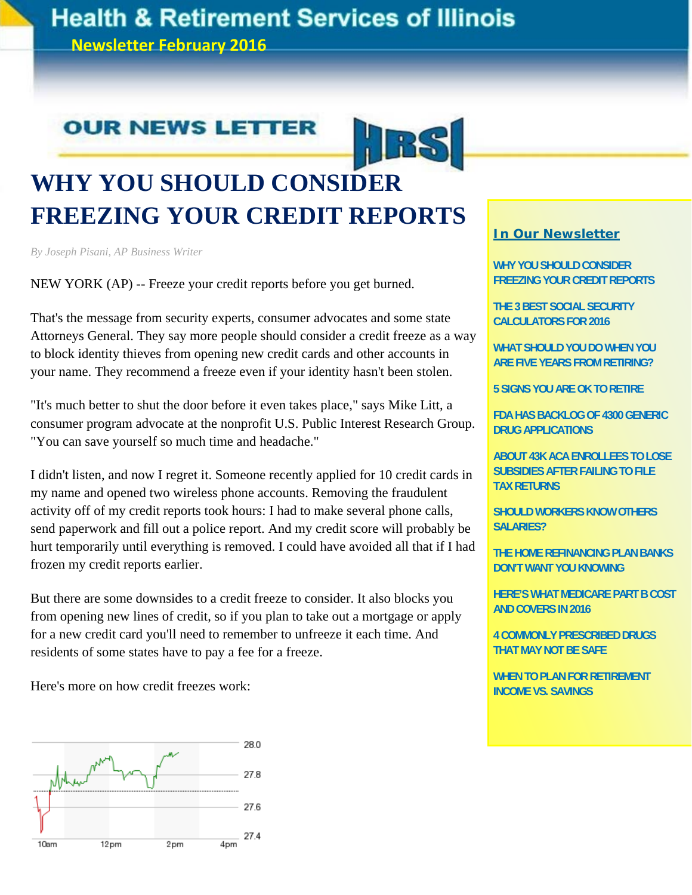# Health & Retirement Services of Illinois

**Newsletter February 2016**

## OUR NEWS LETTER

HRSI

# WHY YOU SHOULD CONSIDER FREEZING YOUR CREDIT REPORTS

*By Joseph Pisani, AP Business Writer*

NEW YORK (AP) -- Freeze your credit reports before you get burned.

That's the message from security experts, consumer advocates and some state Attorneys General. They say more people should consider a credit freeze as a way to block identity thieves from opening new credit cards and other accounts in your name. They recommend a freeze even if your identity hasn't been stolen.

"It's much better to shut the door before it even takes place," says Mike Litt, a consumer program advocate at the nonprofit U.S. Public Interest Research Group. "You can save yourself so much time and headache."

I didn't listen, and now I regret it. Someone recently applied for 10 credit cards in my name and opened two wireless phone accounts. Removing the fraudulent activity off of my credit reports took hours: I had to make several phone calls, send paperwork and fill out a police report. And my credit score will probably be hurt temporarily until everything is removed. I could have avoided all that if I had frozen my credit reports earlier.

But there are some downsides to a credit freeze to consider. It also blocks you from opening new lines of credit, so if you plan to take out a mortgage or apply for a new credit card you'll need to remember to unfreeze it each time. And residents of some states have to pay a fee for a freeze.

Here's more on how credit freezes work:

## In Our Newsletter

- WHY YOU SHOULD CONSIDER FREEZING YOUR CREDIT REPORTS
- THE 3 BEST SOCIAL SECURITY CALCULATORS FOR 2016
- WHAT SHOULD YOU DO WHEN YOU ARE FIVE YEARS FROM RETIRING?
- 5 SIGNS YOU ARE OK TO RETIRE
- FDA HAS BACKLOG OF 4300 GENERIC DRUG APPLICATIONS
- ABOUT 43K ACA ENROLLEES TO LOSE SUBSIDIES AFTER FAILING TO FILE TAX RETURNS
- SHOULD WORKERS KNOW OTHERS SALARIES?
- THE HOME REFINANCING PLAN BANKS DON'T WANT YOU KNOWING
- HERE'S WHAT MEDICARE PART B COST AND COVERS IN 2016
- 4 COMMONLY PRESCRIBED DRUGS THAT MAY NOT BE SAFE
- WHEN TO PLAN FOR RETIREMENT INCOME VS. SAVINGS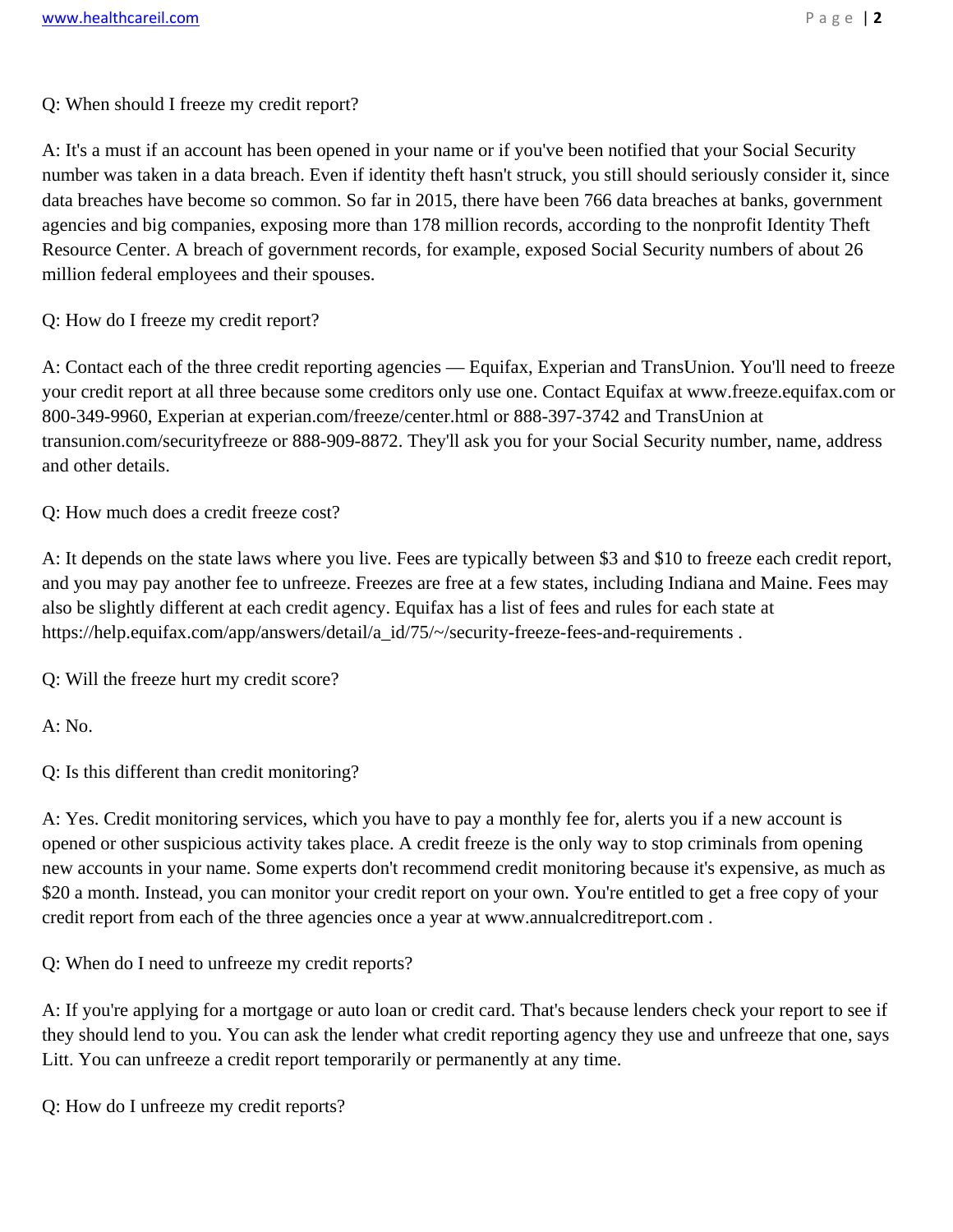Q: When should I freeze my credit report?

A: It's a must if an account has been opened in your name or if you've been notified that your Social Security number was taken in a data breach. Even if identity theft hasn't struck, you still should seriously consider it, since data breaches have become so common. So far in 2015, there have been 766 data breaches at banks, government agencies and big companies, exposing more than 178 million records, according to the nonprofit Identity Theft Resource Center. A breach of government records, for example, exposed Social Security numbers of about 26 million federal employees and their spouses.

Q: How do I freeze my credit report?

A: Contact each of the three credit reporting agencies — Equifax, Experian and TransUnion. You'll need to freeze your credit report at all three because some creditors only use one. Contact Equifax at www.freeze.equifax.com or 800-349-9960, Experian at experian.com/freeze/center.html or 888-397-3742 and TransUnion at transunion.com/securityfreeze or 888-909-8872. They'll ask you for your Social Security number, name, address and other details.

Q: How much does a credit freeze cost?

A: It depends on the state laws where you live. Fees are typically between $3 and $10 to freeze each credit report, and you may pay another fee to unfreeze. Freezes are free at a few states, including Indiana and Maine. Fees may also be slightly different at each credit agency. Equifax has a list of fees and rules for each state at https://help.equifax.com/app/answers/detail/a_id/75/~/security-freeze-fees-and-requirements .

Q: Will the freeze hurt my credit score?

A: No.

Q: Is this different than credit monitoring?

A: Yes. Credit monitoring services, which you have to pay a monthly fee for, alerts you if a new account is opened or other suspicious activity takes place. A credit freeze is the only way to stop criminals from opening new accounts in your name. Some experts don't recommend credit monitoring because it's expensive, as much as $20 a month. Instead, you can monitor your credit report on your own. You're entitled to get a free copy of your credit report from each of the three agencies once a year at www.annualcreditreport.com .

Q: When do I need to unfreeze my credit reports?

A: If you're applying for a mortgage or auto loan or credit card. That's because lenders check your report to see if they should lend to you. You can ask the lender what credit reporting agency they use and unfreeze that one, says Litt. You can unfreeze a credit report temporarily or permanently at any time.

Q: How do I unfreeze my credit reports?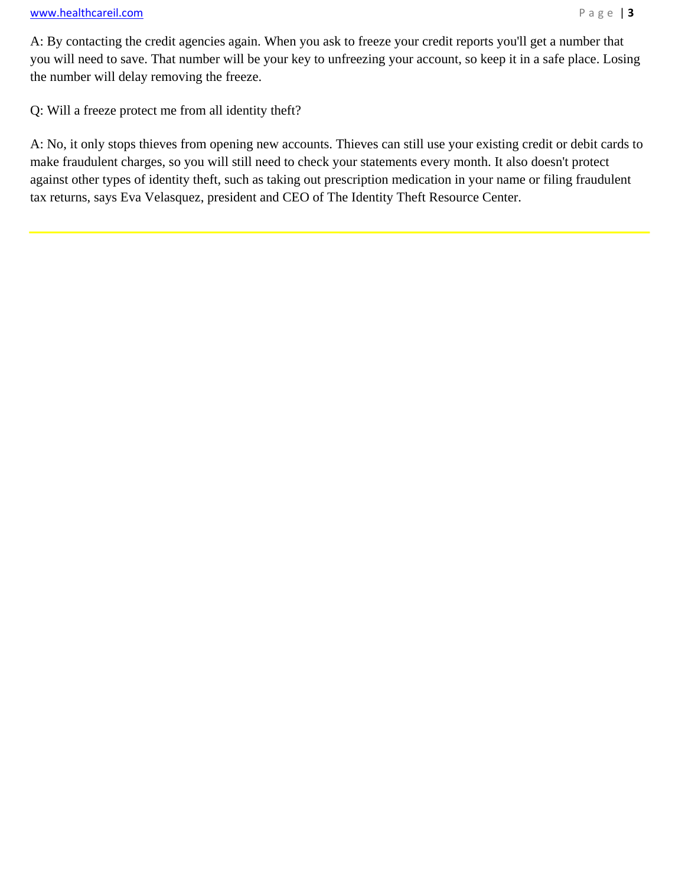A: By contacting the credit agencies again. When you ask to freeze your credit reports you'll get a number that you will need to save. That number will be your key to unfreezing your account, so keep it in a safe place. Losing the number will delay removing the freeze.

Q: Will a freeze protect me from all identity theft?

A: No, it only stops thieves from opening new accounts. Thieves can still use your existing credit or debit cards to make fraudulent charges, so you will still need to check your statements every month. It also doesn't protect against other types of identity theft, such as taking out prescription medication in your name or filing fraudulent tax returns, says Eva Velasquez, president and CEO of The Identity Theft Resource Center.

---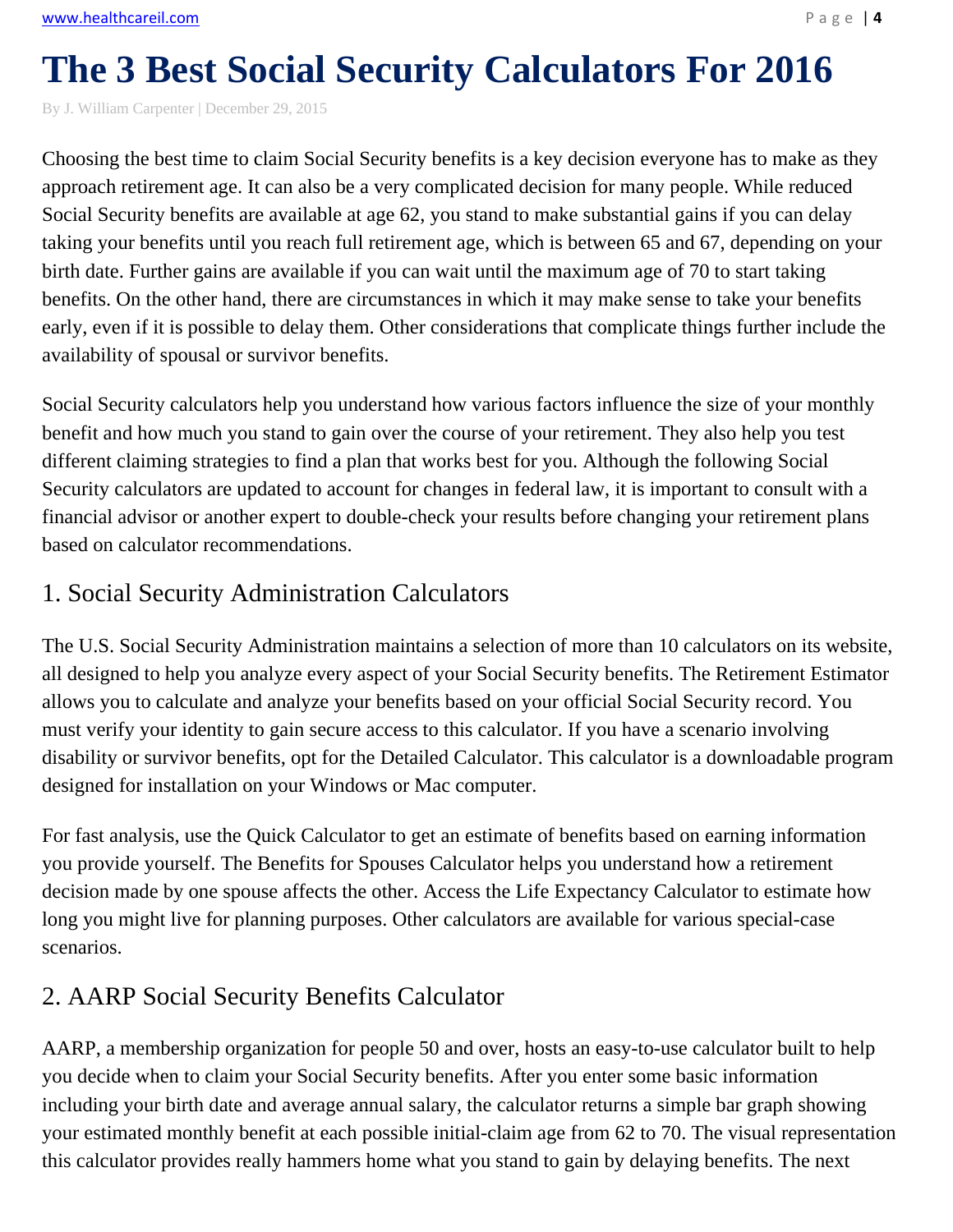# The 3 Best Social Security Calculators For 2016

By J. William Carpenter | December 29, 2015

Choosing the best time to claim Social Security benefits is a key decision everyone has to make as they approach retirement age. It can also be a very complicated decision for many people. While reduced Social Security benefits are available at age 62, you stand to make substantial gains if you can delay taking your benefits until you reach full retirement age, which is between 65 and 67, depending on your birth date. Further gains are available if you can wait until the maximum age of 70 to start taking benefits. On the other hand, there are circumstances in which it may make sense to take your benefits early, even if it is possible to delay them. Other considerations that complicate things further include the availability of spousal or survivor benefits.

Social Security calculators help you understand how various factors influence the size of your monthly benefit and how much you stand to gain over the course of your retirement. They also help you test different claiming strategies to find a plan that works best for you. Although the following Social Security calculators are updated to account for changes in federal law, it is important to consult with a financial advisor or another expert to double-check your results before changing your retirement plans based on calculator recommendations.

## 1. Social Security Administration Calculators

The U.S. Social Security Administration maintains a selection of more than 10 calculators on its website, all designed to help you analyze every aspect of your Social Security benefits. The Retirement Estimator allows you to calculate and analyze your benefits based on your official Social Security record. You must verify your identity to gain secure access to this calculator. If you have a scenario involving disability or survivor benefits, opt for the Detailed Calculator. This calculator is a downloadable program designed for installation on your Windows or Mac computer.

For fast analysis, use the Quick Calculator to get an estimate of benefits based on earning information you provide yourself. The Benefits for Spouses Calculator helps you understand how a retirement decision made by one spouse affects the other. Access the Life Expectancy Calculator to estimate how long you might live for planning purposes. Other calculators are available for various special-case scenarios.

## 2. AARP Social Security Benefits Calculator

AARP, a membership organization for people 50 and over, hosts an easy-to-use calculator built to help you decide when to claim your Social Security benefits. After you enter some basic information including your birth date and average annual salary, the calculator returns a simple bar graph showing your estimated monthly benefit at each possible initial-claim age from 62 to 70. The visual representation this calculator provides really hammers home what you stand to gain by delaying benefits. The next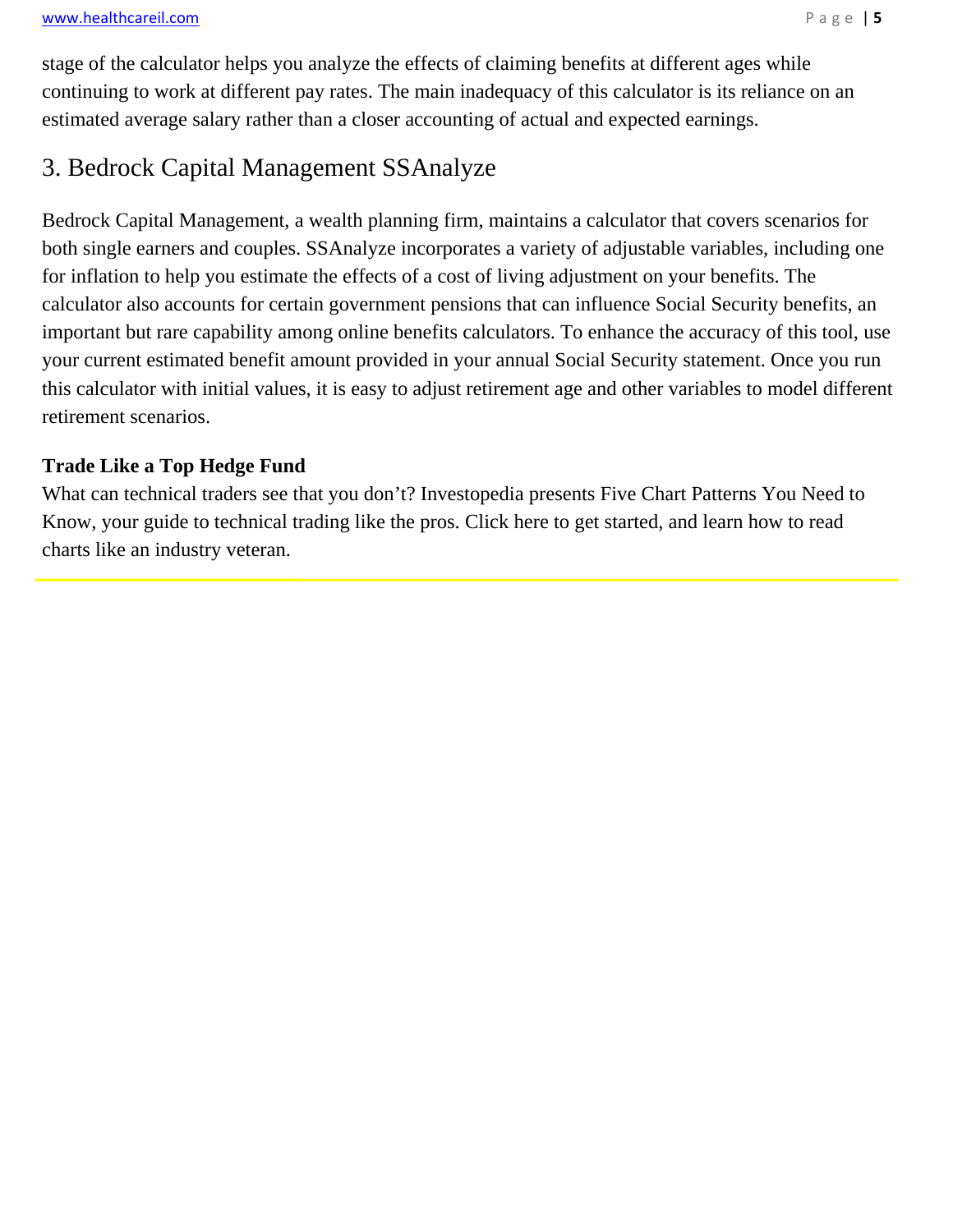stage of the calculator helps you analyze the effects of claiming benefits at different ages while continuing to work at different pay rates. The main inadequacy of this calculator is its reliance on an estimated average salary rather than a closer accounting of actual and expected earnings.

## 3. Bedrock Capital Management SSAnalyze

Bedrock Capital Management, a wealth planning firm, maintains a calculator that covers scenarios for both single earners and couples. SSAnalyze incorporates a variety of adjustable variables, including one for inflation to help you estimate the effects of a cost of living adjustment on your benefits. The calculator also accounts for certain government pensions that can influence Social Security benefits, an important but rare capability among online benefits calculators. To enhance the accuracy of this tool, use your current estimated benefit amount provided in your annual Social Security statement. Once you run this calculator with initial values, it is easy to adjust retirement age and other variables to model different retirement scenarios.

**Trade Like a Top Hedge Fund**

What can technical traders see that you don't? Investopedia presents Five Chart Patterns You Need to Know, your guide to technical trading like the pros. Click here to get started, and learn how to read charts like an industry veteran.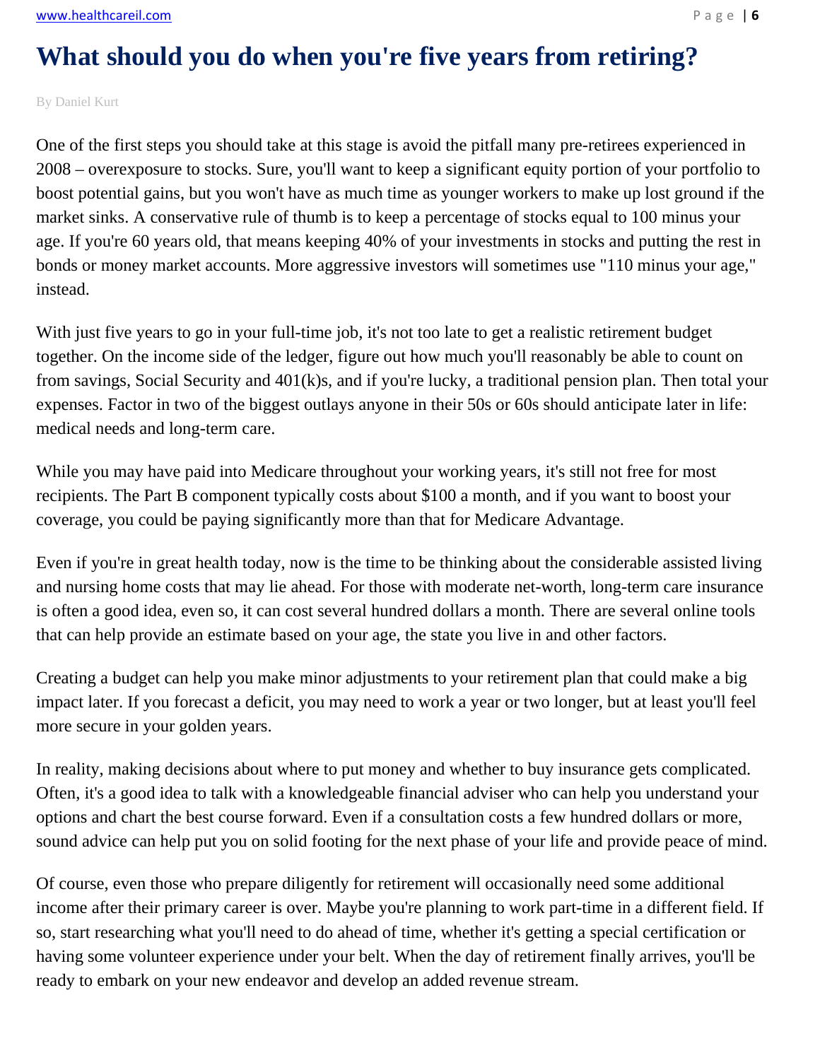# What should you do when you're five years from retiring?

By Daniel Kurt

One of the first steps you should take at this stage is avoid the pitfall many pre-retirees experienced in 2008 – overexposure to stocks. Sure, you'll want to keep a significant equity portion of your portfolio to boost potential gains, but you won't have as much time as younger workers to make up lost ground if the market sinks. A conservative rule of thumb is to keep a percentage of stocks equal to 100 minus your age. If you're 60 years old, that means keeping 40% of your investments in stocks and putting the rest in bonds or money market accounts. More aggressive investors will sometimes use "110 minus your age," instead.

With just five years to go in your full-time job, it's not too late to get a realistic retirement budget together. On the income side of the ledger, figure out how much you'll reasonably be able to count on from savings, Social Security and 401(k)s, and if you're lucky, a traditional pension plan. Then total your expenses. Factor in two of the biggest outlays anyone in their 50s or 60s should anticipate later in life: medical needs and long-term care.

While you may have paid into Medicare throughout your working years, it's still not free for most recipients. The Part B component typically costs about $100 a month, and if you want to boost your coverage, you could be paying significantly more than that for Medicare Advantage.

Even if you're in great health today, now is the time to be thinking about the considerable assisted living and nursing home costs that may lie ahead. For those with moderate net-worth, long-term care insurance is often a good idea, even so, it can cost several hundred dollars a month. There are several online tools that can help provide an estimate based on your age, the state you live in and other factors.

Creating a budget can help you make minor adjustments to your retirement plan that could make a big impact later. If you forecast a deficit, you may need to work a year or two longer, but at least you'll feel more secure in your golden years.

In reality, making decisions about where to put money and whether to buy insurance gets complicated. Often, it's a good idea to talk with a knowledgeable financial adviser who can help you understand your options and chart the best course forward. Even if a consultation costs a few hundred dollars or more, sound advice can help put you on solid footing for the next phase of your life and provide peace of mind.

Of course, even those who prepare diligently for retirement will occasionally need some additional income after their primary career is over. Maybe you're planning to work part-time in a different field. If so, start researching what you'll need to do ahead of time, whether it's getting a special certification or having some volunteer experience under your belt. When the day of retirement finally arrives, you'll be ready to embark on your new endeavor and develop an added revenue stream.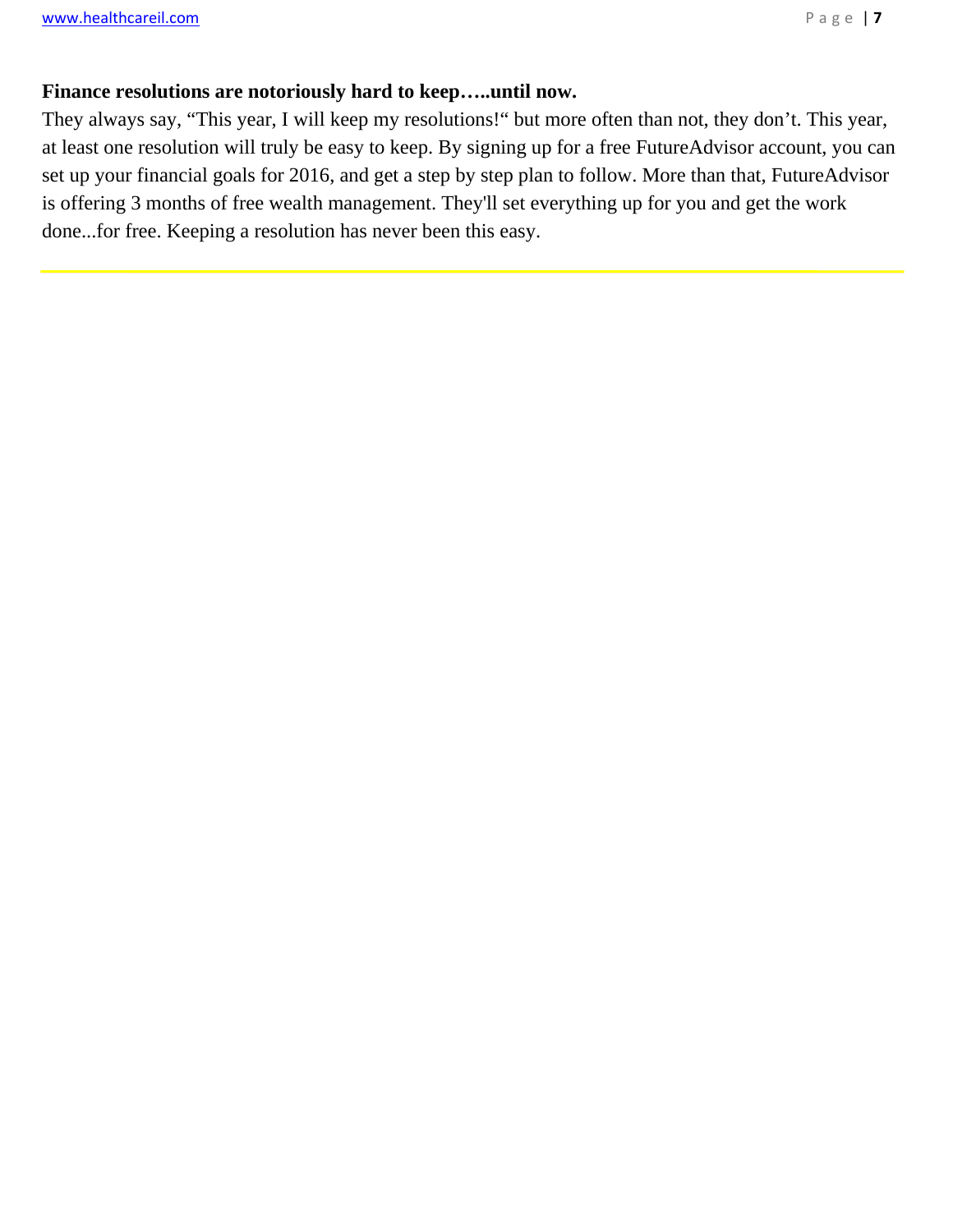**Finance resolutions are notoriously hard to keep…..until now.**

They always say, "This year, I will keep my resolutions!" but more often than not, they don't. This year, at least one resolution will truly be easy to keep. By signing up for a free FutureAdvisor account, you can set up your financial goals for 2016, and get a step by step plan to follow. More than that, FutureAdvisor is offering 3 months of free wealth management. They'll set everything up for you and get the work done...for free. Keeping a resolution has never been this easy.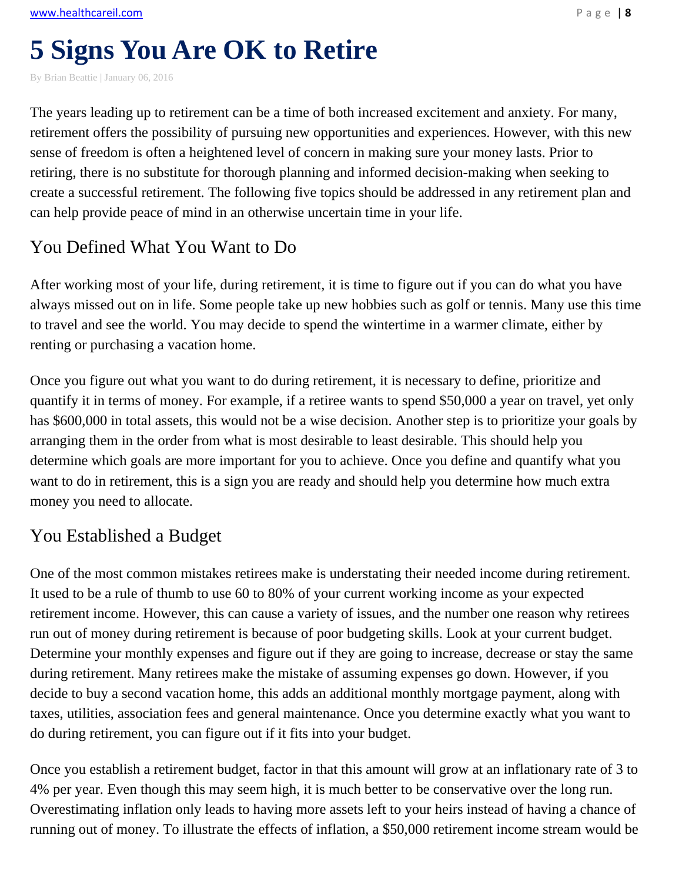# 5 Signs You Are OK to Retire

By Brian Beattie | January 06, 2016

The years leading up to retirement can be a time of both increased excitement and anxiety. For many, retirement offers the possibility of pursuing new opportunities and experiences. However, with this new sense of freedom is often a heightened level of concern in making sure your money lasts. Prior to retiring, there is no substitute for thorough planning and informed decision-making when seeking to create a successful retirement. The following five topics should be addressed in any retirement plan and can help provide peace of mind in an otherwise uncertain time in your life.

## You Defined What You Want to Do

After working most of your life, during retirement, it is time to figure out if you can do what you have always missed out on in life. Some people take up new hobbies such as golf or tennis. Many use this time to travel and see the world. You may decide to spend the wintertime in a warmer climate, either by renting or purchasing a vacation home.

Once you figure out what you want to do during retirement, it is necessary to define, prioritize and quantify it in terms of money. For example, if a retiree wants to spend $50,000 a year on travel, yet only has $600,000 in total assets, this would not be a wise decision. Another step is to prioritize your goals by arranging them in the order from what is most desirable to least desirable. This should help you determine which goals are more important for you to achieve. Once you define and quantify what you want to do in retirement, this is a sign you are ready and should help you determine how much extra money you need to allocate.

## You Established a Budget

One of the most common mistakes retirees make is understating their needed income during retirement. It used to be a rule of thumb to use 60 to 80% of your current working income as your expected retirement income. However, this can cause a variety of issues, and the number one reason why retirees run out of money during retirement is because of poor budgeting skills. Look at your current budget. Determine your monthly expenses and figure out if they are going to increase, decrease or stay the same during retirement. Many retirees make the mistake of assuming expenses go down. However, if you decide to buy a second vacation home, this adds an additional monthly mortgage payment, along with taxes, utilities, association fees and general maintenance. Once you determine exactly what you want to do during retirement, you can figure out if it fits into your budget.

Once you establish a retirement budget, factor in that this amount will grow at an inflationary rate of 3 to 4% per year. Even though this may seem high, it is much better to be conservative over the long run. Overestimating inflation only leads to having more assets left to your heirs instead of having a chance of running out of money. To illustrate the effects of inflation, a $50,000 retirement income stream would be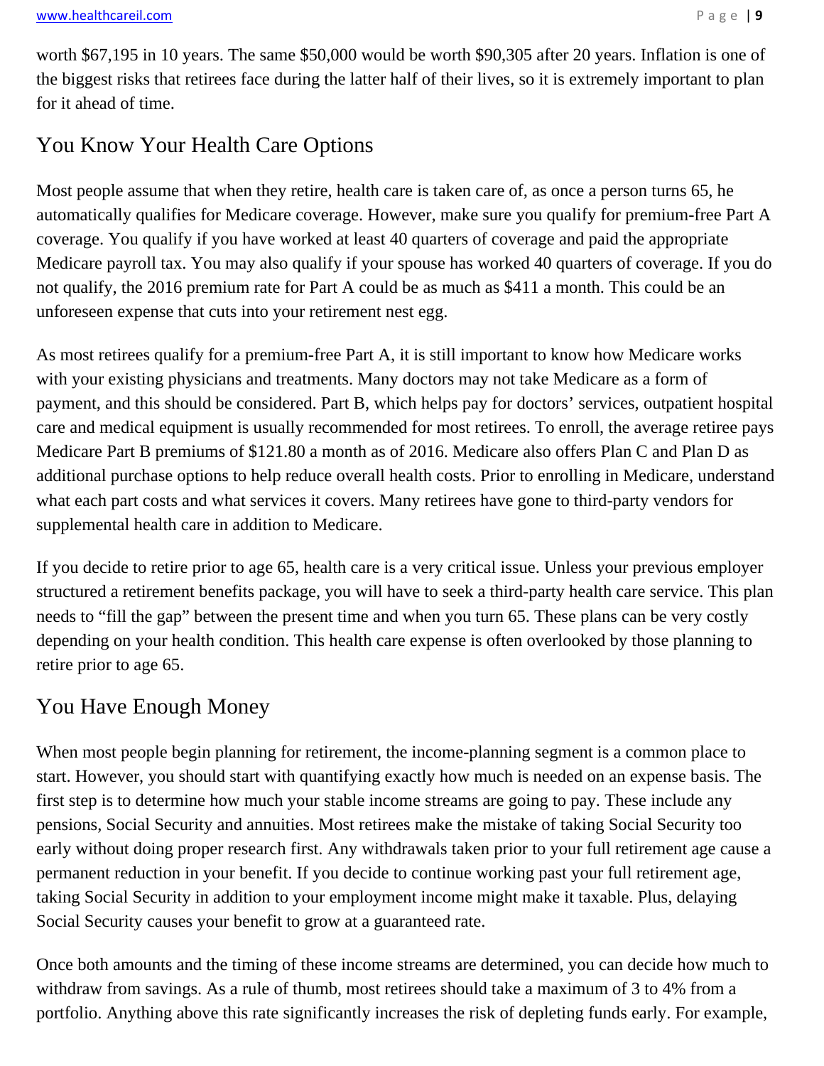worth $67,195 in 10 years. The same $50,000 would be worth $90,305 after 20 years. Inflation is one of the biggest risks that retirees face during the latter half of their lives, so it is extremely important to plan for it ahead of time.

## You Know Your Health Care Options

Most people assume that when they retire, health care is taken care of, as once a person turns 65, he automatically qualifies for Medicare coverage. However, make sure you qualify for premium-free Part A coverage. You qualify if you have worked at least 40 quarters of coverage and paid the appropriate Medicare payroll tax. You may also qualify if your spouse has worked 40 quarters of coverage. If you do not qualify, the 2016 premium rate for Part A could be as much as $411 a month. This could be an unforeseen expense that cuts into your retirement nest egg.

As most retirees qualify for a premium-free Part A, it is still important to know how Medicare works with your existing physicians and treatments. Many doctors may not take Medicare as a form of payment, and this should be considered. Part B, which helps pay for doctors' services, outpatient hospital care and medical equipment is usually recommended for most retirees. To enroll, the average retiree pays Medicare Part B premiums of $121.80 a month as of 2016. Medicare also offers Plan C and Plan D as additional purchase options to help reduce overall health costs. Prior to enrolling in Medicare, understand what each part costs and what services it covers. Many retirees have gone to third-party vendors for supplemental health care in addition to Medicare.

If you decide to retire prior to age 65, health care is a very critical issue. Unless your previous employer structured a retirement benefits package, you will have to seek a third-party health care service. This plan needs to "fill the gap" between the present time and when you turn 65. These plans can be very costly depending on your health condition. This health care expense is often overlooked by those planning to retire prior to age 65.

## You Have Enough Money

When most people begin planning for retirement, the income-planning segment is a common place to start. However, you should start with quantifying exactly how much is needed on an expense basis. The first step is to determine how much your stable income streams are going to pay. These include any pensions, Social Security and annuities. Most retirees make the mistake of taking Social Security too early without doing proper research first. Any withdrawals taken prior to your full retirement age cause a permanent reduction in your benefit. If you decide to continue working past your full retirement age, taking Social Security in addition to your employment income might make it taxable. Plus, delaying Social Security causes your benefit to grow at a guaranteed rate.

Once both amounts and the timing of these income streams are determined, you can decide how much to withdraw from savings. As a rule of thumb, most retirees should take a maximum of 3 to 4% from a portfolio. Anything above this rate significantly increases the risk of depleting funds early. For example,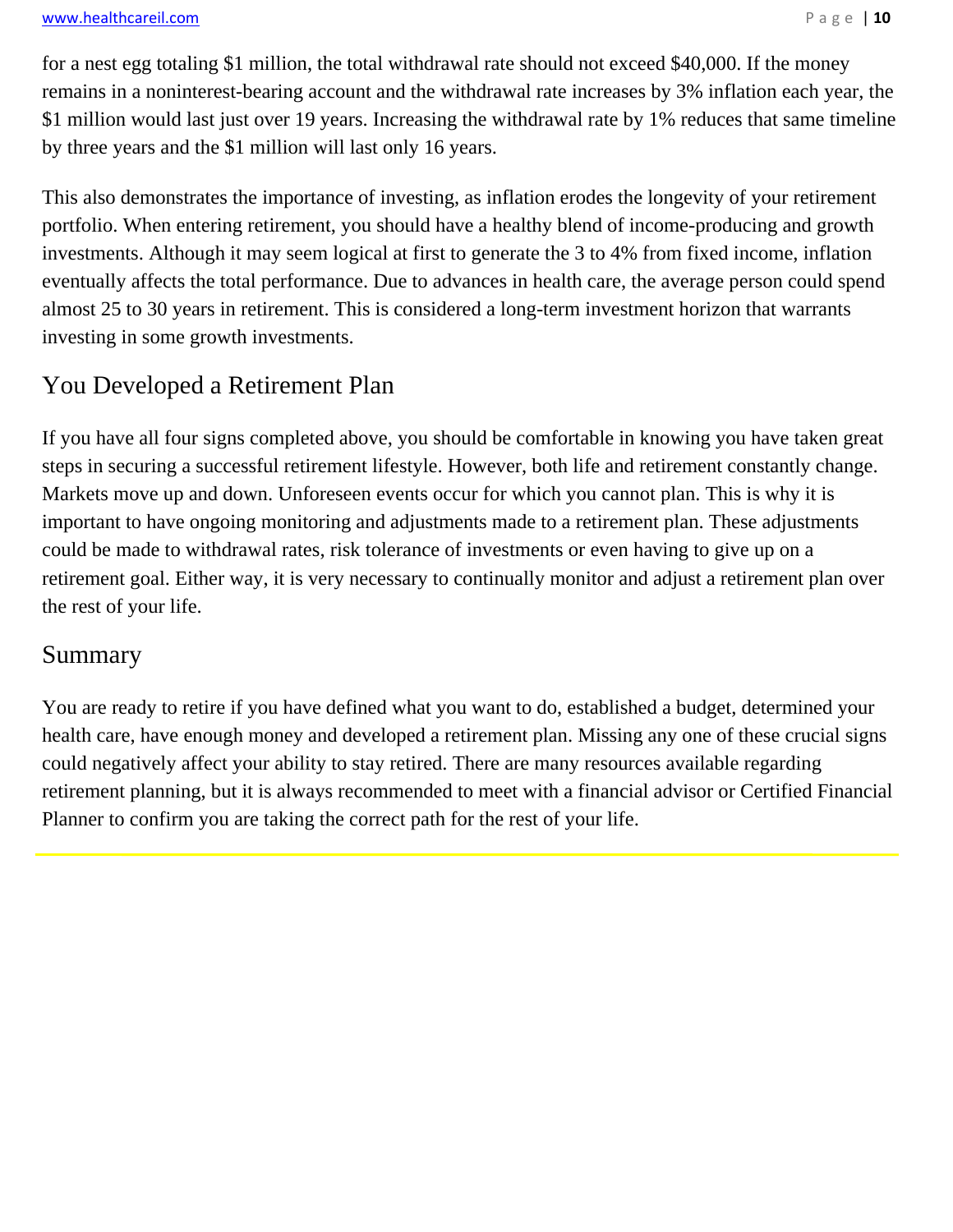for a nest egg totaling $1 million, the total withdrawal rate should not exceed $40,000. If the money remains in a noninterest-bearing account and the withdrawal rate increases by 3% inflation each year, the $1 million would last just over 19 years. Increasing the withdrawal rate by 1% reduces that same timeline by three years and the $1 million will last only 16 years.

This also demonstrates the importance of investing, as inflation erodes the longevity of your retirement portfolio. When entering retirement, you should have a healthy blend of income-producing and growth investments. Although it may seem logical at first to generate the 3 to 4% from fixed income, inflation eventually affects the total performance. Due to advances in health care, the average person could spend almost 25 to 30 years in retirement. This is considered a long-term investment horizon that warrants investing in some growth investments.

## You Developed a Retirement Plan

If you have all four signs completed above, you should be comfortable in knowing you have taken great steps in securing a successful retirement lifestyle. However, both life and retirement constantly change. Markets move up and down. Unforeseen events occur for which you cannot plan. This is why it is important to have ongoing monitoring and adjustments made to a retirement plan. These adjustments could be made to withdrawal rates, risk tolerance of investments or even having to give up on a retirement goal. Either way, it is very necessary to continually monitor and adjust a retirement plan over the rest of your life.

## Summary

You are ready to retire if you have defined what you want to do, established a budget, determined your health care, have enough money and developed a retirement plan. Missing any one of these crucial signs could negatively affect your ability to stay retired. There are many resources available regarding retirement planning, but it is always recommended to meet with a financial advisor or Certified Financial Planner to confirm you are taking the correct path for the rest of your life.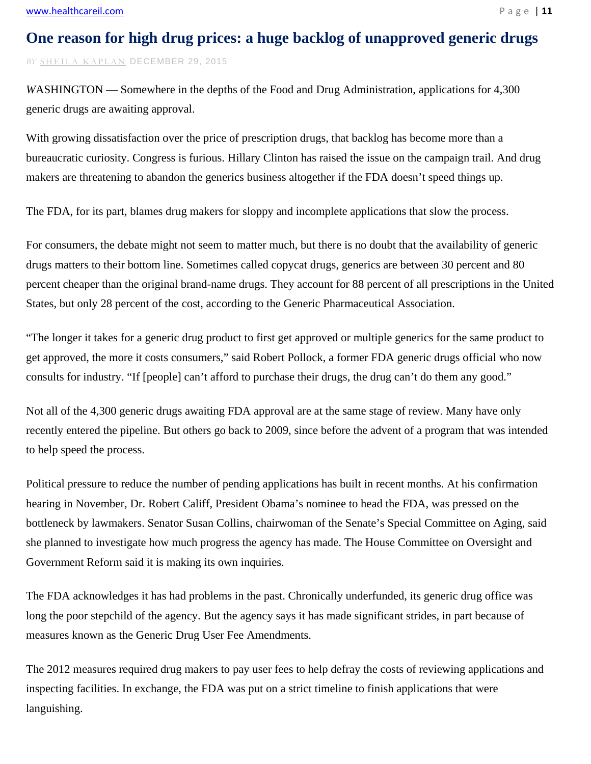# One reason for high drug prices: a huge backlog of unapproved generic drugs

*BY* SHEILA KAPLAN DECEMBER 29, 2015

*W*ASHINGTON — Somewhere in the depths of the Food and Drug Administration, applications for 4,300 generic drugs are awaiting approval.

With growing dissatisfaction over the price of prescription drugs, that backlog has become more than a bureaucratic curiosity. Congress is furious. Hillary Clinton has raised the issue on the campaign trail. And drug makers are threatening to abandon the generics business altogether if the FDA doesn't speed things up.

The FDA, for its part, blames drug makers for sloppy and incomplete applications that slow the process.

For consumers, the debate might not seem to matter much, but there is no doubt that the availability of generic drugs matters to their bottom line. Sometimes called copycat drugs, generics are between 30 percent and 80 percent cheaper than the original brand-name drugs. They account for 88 percent of all prescriptions in the United States, but only 28 percent of the cost, according to the Generic Pharmaceutical Association.

"The longer it takes for a generic drug product to first get approved or multiple generics for the same product to get approved, the more it costs consumers," said Robert Pollock, a former FDA generic drugs official who now consults for industry. "If [people] can't afford to purchase their drugs, the drug can't do them any good."

Not all of the 4,300 generic drugs awaiting FDA approval are at the same stage of review. Many have only recently entered the pipeline. But others go back to 2009, since before the advent of a program that was intended to help speed the process.

Political pressure to reduce the number of pending applications has built in recent months. At his confirmation hearing in November, Dr. Robert Califf, President Obama's nominee to head the FDA, was pressed on the bottleneck by lawmakers. Senator Susan Collins, chairwoman of the Senate's Special Committee on Aging, said she planned to investigate how much progress the agency has made. The House Committee on Oversight and Government Reform said it is making its own inquiries.

The FDA acknowledges it has had problems in the past. Chronically underfunded, its generic drug office was long the poor stepchild of the agency. But the agency says it has made significant strides, in part because of measures known as the Generic Drug User Fee Amendments.

The 2012 measures required drug makers to pay user fees to help defray the costs of reviewing applications and inspecting facilities. In exchange, the FDA was put on a strict timeline to finish applications that were languishing.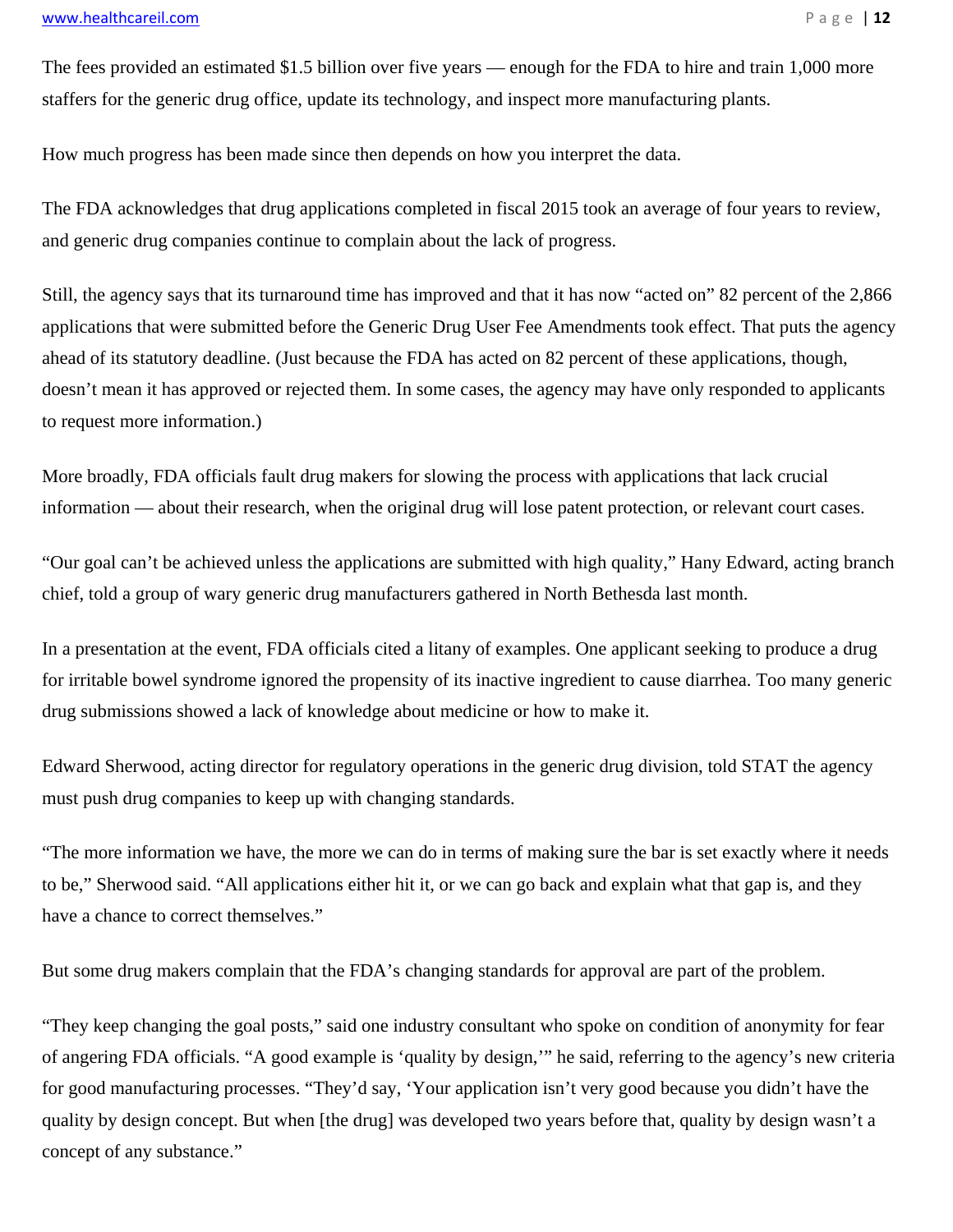The fees provided an estimated $1.5 billion over five years — enough for the FDA to hire and train 1,000 more staffers for the generic drug office, update its technology, and inspect more manufacturing plants.

How much progress has been made since then depends on how you interpret the data.

The FDA acknowledges that drug applications completed in fiscal 2015 took an average of four years to review, and generic drug companies continue to complain about the lack of progress.

Still, the agency says that its turnaround time has improved and that it has now "acted on" 82 percent of the 2,866 applications that were submitted before the Generic Drug User Fee Amendments took effect. That puts the agency ahead of its statutory deadline. (Just because the FDA has acted on 82 percent of these applications, though, doesn't mean it has approved or rejected them. In some cases, the agency may have only responded to applicants to request more information.)

More broadly, FDA officials fault drug makers for slowing the process with applications that lack crucial information — about their research, when the original drug will lose patent protection, or relevant court cases.

"Our goal can't be achieved unless the applications are submitted with high quality," Hany Edward, acting branch chief, told a group of wary generic drug manufacturers gathered in North Bethesda last month.

In a presentation at the event, FDA officials cited a litany of examples. One applicant seeking to produce a drug for irritable bowel syndrome ignored the propensity of its inactive ingredient to cause diarrhea. Too many generic drug submissions showed a lack of knowledge about medicine or how to make it.

Edward Sherwood, acting director for regulatory operations in the generic drug division, told STAT the agency must push drug companies to keep up with changing standards.

"The more information we have, the more we can do in terms of making sure the bar is set exactly where it needs to be," Sherwood said. "All applications either hit it, or we can go back and explain what that gap is, and they have a chance to correct themselves."

But some drug makers complain that the FDA's changing standards for approval are part of the problem.

"They keep changing the goal posts," said one industry consultant who spoke on condition of anonymity for fear of angering FDA officials. "A good example is 'quality by design,'" he said, referring to the agency's new criteria for good manufacturing processes. "They'd say, 'Your application isn't very good because you didn't have the quality by design concept. But when [the drug] was developed two years before that, quality by design wasn't a concept of any substance."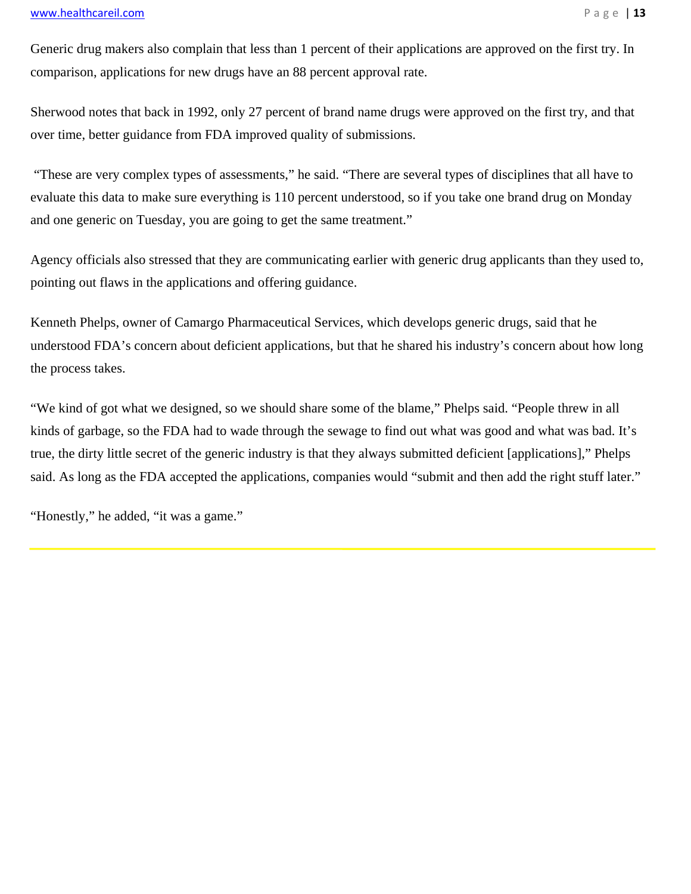Generic drug makers also complain that less than 1 percent of their applications are approved on the first try. In comparison, applications for new drugs have an 88 percent approval rate.

Sherwood notes that back in 1992, only 27 percent of brand name drugs were approved on the first try, and that over time, better guidance from FDA improved quality of submissions.

"These are very complex types of assessments," he said. "There are several types of disciplines that all have to evaluate this data to make sure everything is 110 percent understood, so if you take one brand drug on Monday and one generic on Tuesday, you are going to get the same treatment."

Agency officials also stressed that they are communicating earlier with generic drug applicants than they used to, pointing out flaws in the applications and offering guidance.

Kenneth Phelps, owner of Camargo Pharmaceutical Services, which develops generic drugs, said that he understood FDA's concern about deficient applications, but that he shared his industry's concern about how long the process takes.

"We kind of got what we designed, so we should share some of the blame," Phelps said. "People threw in all kinds of garbage, so the FDA had to wade through the sewage to find out what was good and what was bad. It's true, the dirty little secret of the generic industry is that they always submitted deficient [applications]," Phelps said. As long as the FDA accepted the applications, companies would "submit and then add the right stuff later."

"Honestly," he added, "it was a game."

---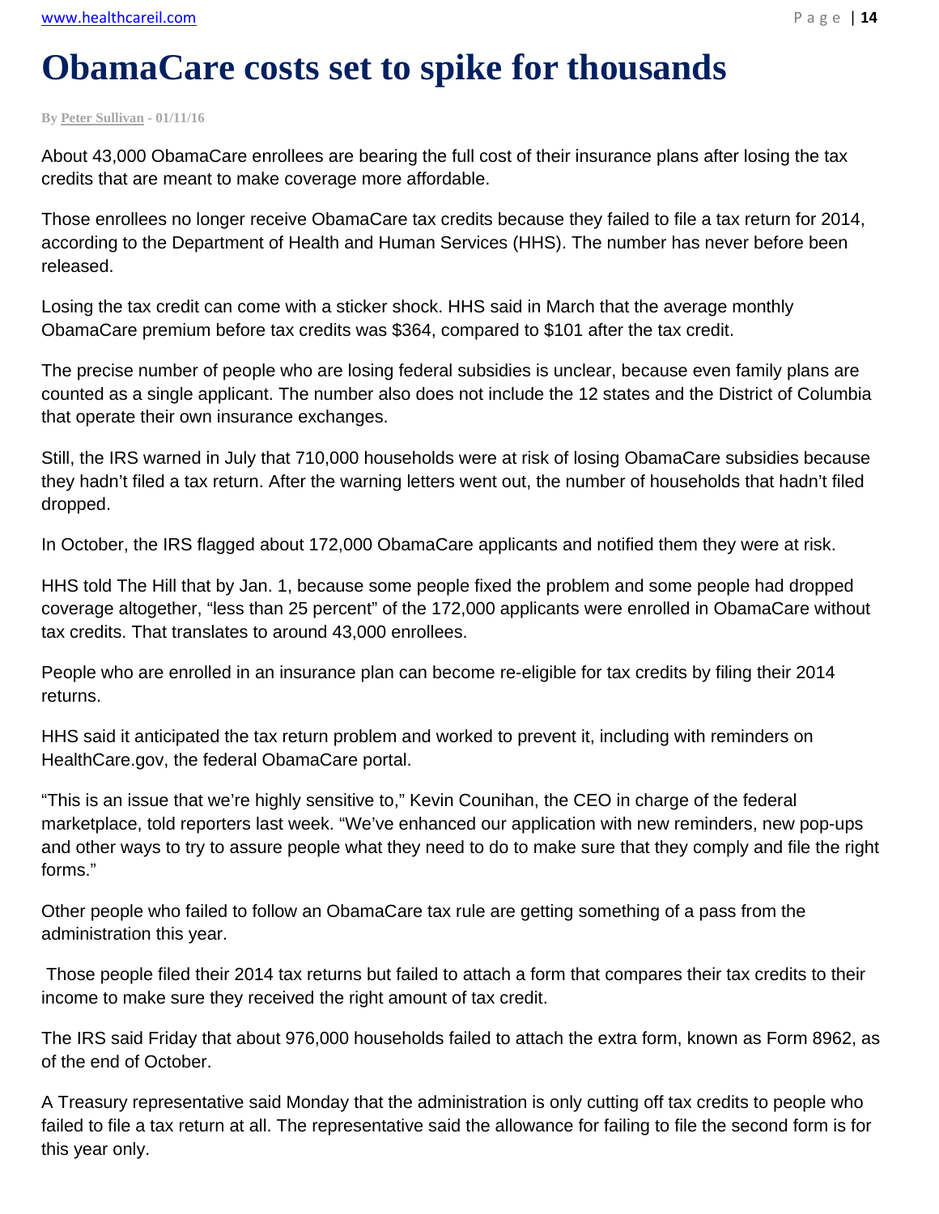# ObamaCare costs set to spike for thousands

**By Peter Sullivan - 01/11/16**

About 43,000 ObamaCare enrollees are bearing the full cost of their insurance plans after losing the tax credits that are meant to make coverage more affordable.

Those enrollees no longer receive ObamaCare tax credits because they failed to file a tax return for 2014, according to the Department of Health and Human Services (HHS). The number has never before been released.

Losing the tax credit can come with a sticker shock. HHS said in March that the average monthly ObamaCare premium before tax credits was $364, compared to $101 after the tax credit.

The precise number of people who are losing federal subsidies is unclear, because even family plans are counted as a single applicant. The number also does not include the 12 states and the District of Columbia that operate their own insurance exchanges.

Still, the IRS warned in July that 710,000 households were at risk of losing ObamaCare subsidies because they hadn't filed a tax return. After the warning letters went out, the number of households that hadn't filed dropped.

In October, the IRS flagged about 172,000 ObamaCare applicants and notified them they were at risk.

HHS told The Hill that by Jan. 1, because some people fixed the problem and some people had dropped coverage altogether, "less than 25 percent" of the 172,000 applicants were enrolled in ObamaCare without tax credits. That translates to around 43,000 enrollees.

People who are enrolled in an insurance plan can become re-eligible for tax credits by filing their 2014 returns.

HHS said it anticipated the tax return problem and worked to prevent it, including with reminders on HealthCare.gov, the federal ObamaCare portal.

"This is an issue that we're highly sensitive to," Kevin Counihan, the CEO in charge of the federal marketplace, told reporters last week. "We've enhanced our application with new reminders, new pop-ups and other ways to try to assure people what they need to do to make sure that they comply and file the right forms."

Other people who failed to follow an ObamaCare tax rule are getting something of a pass from the administration this year.

Those people filed their 2014 tax returns but failed to attach a form that compares their tax credits to their income to make sure they received the right amount of tax credit.

The IRS said Friday that about 976,000 households failed to attach the extra form, known as Form 8962, as of the end of October.

A Treasury representative said Monday that the administration is only cutting off tax credits to people who failed to file a tax return at all. The representative said the allowance for failing to file the second form is for this year only.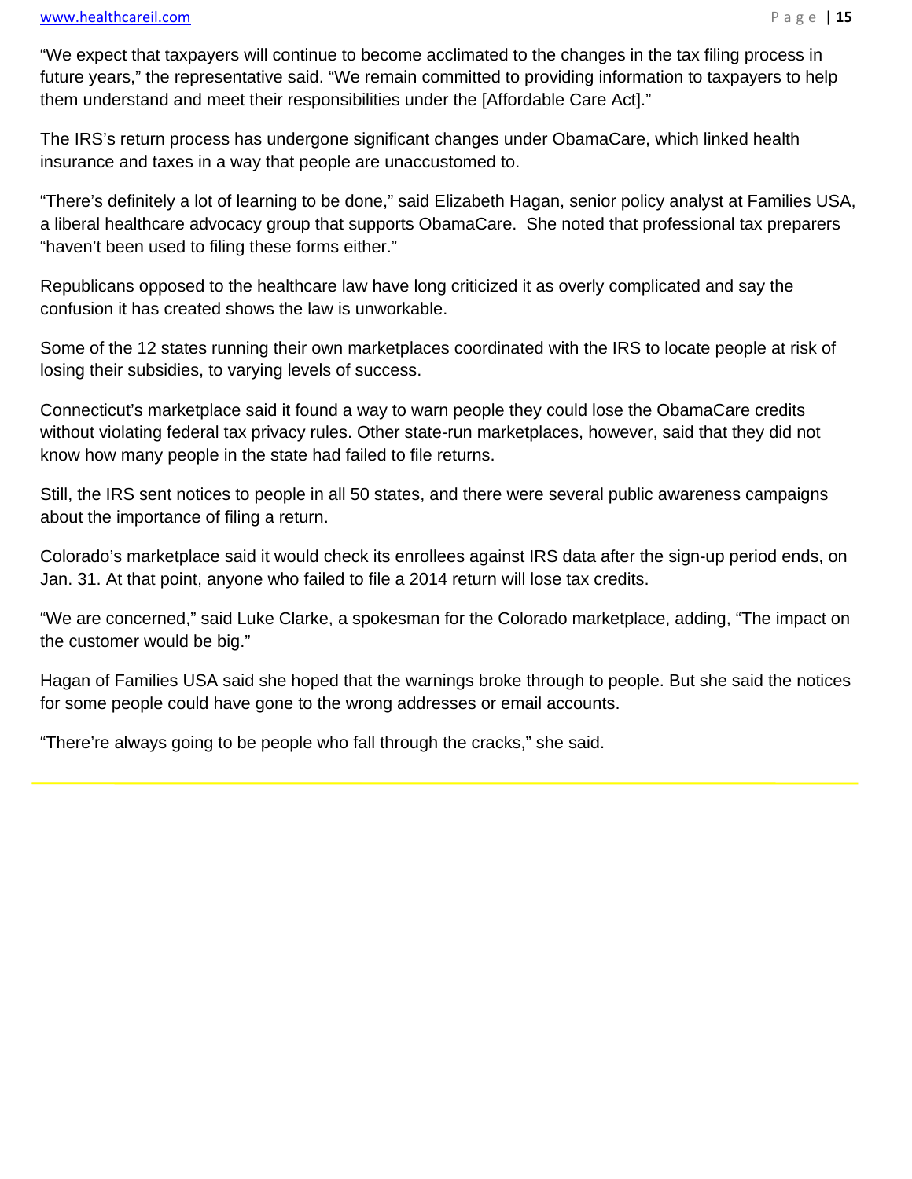"We expect that taxpayers will continue to become acclimated to the changes in the tax filing process in future years," the representative said. "We remain committed to providing information to taxpayers to help them understand and meet their responsibilities under the [Affordable Care Act]."

The IRS's return process has undergone significant changes under ObamaCare, which linked health insurance and taxes in a way that people are unaccustomed to.

"There's definitely a lot of learning to be done," said Elizabeth Hagan, senior policy analyst at Families USA, a liberal healthcare advocacy group that supports ObamaCare. She noted that professional tax preparers "haven't been used to filing these forms either."

Republicans opposed to the healthcare law have long criticized it as overly complicated and say the confusion it has created shows the law is unworkable.

Some of the 12 states running their own marketplaces coordinated with the IRS to locate people at risk of losing their subsidies, to varying levels of success.

Connecticut's marketplace said it found a way to warn people they could lose the ObamaCare credits without violating federal tax privacy rules. Other state-run marketplaces, however, said that they did not know how many people in the state had failed to file returns.

Still, the IRS sent notices to people in all 50 states, and there were several public awareness campaigns about the importance of filing a return.

Colorado's marketplace said it would check its enrollees against IRS data after the sign-up period ends, on Jan. 31. At that point, anyone who failed to file a 2014 return will lose tax credits.

"We are concerned," said Luke Clarke, a spokesman for the Colorado marketplace, adding, "The impact on the customer would be big."

Hagan of Families USA said she hoped that the warnings broke through to people. But she said the notices for some people could have gone to the wrong addresses or email accounts.

"There're always going to be people who fall through the cracks," she said.

---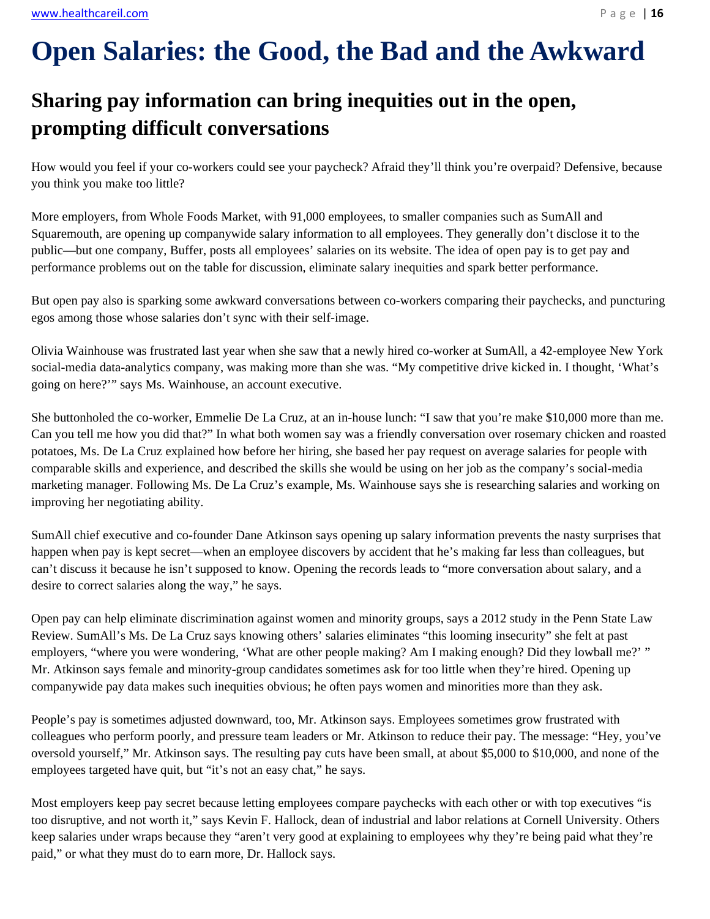# Open Salaries: the Good, the Bad and the Awkward

## Sharing pay information can bring inequities out in the open, prompting difficult conversations

How would you feel if your co-workers could see your paycheck? Afraid they'll think you're overpaid? Defensive, because you think you make too little?

More employers, from Whole Foods Market, with 91,000 employees, to smaller companies such as SumAll and Squaremouth, are opening up companywide salary information to all employees. They generally don't disclose it to the public—but one company, Buffer, posts all employees' salaries on its website. The idea of open pay is to get pay and performance problems out on the table for discussion, eliminate salary inequities and spark better performance.

But open pay also is sparking some awkward conversations between co-workers comparing their paychecks, and puncturing egos among those whose salaries don't sync with their self-image.

Olivia Wainhouse was frustrated last year when she saw that a newly hired co-worker at SumAll, a 42-employee New York social-media data-analytics company, was making more than she was. "My competitive drive kicked in. I thought, 'What's going on here?'" says Ms. Wainhouse, an account executive.

She buttonholed the co-worker, Emmelie De La Cruz, at an in-house lunch: "I saw that you're make $10,000 more than me. Can you tell me how you did that?" In what both women say was a friendly conversation over rosemary chicken and roasted potatoes, Ms. De La Cruz explained how before her hiring, she based her pay request on average salaries for people with comparable skills and experience, and described the skills she would be using on her job as the company's social-media marketing manager. Following Ms. De La Cruz's example, Ms. Wainhouse says she is researching salaries and working on improving her negotiating ability.

SumAll chief executive and co-founder Dane Atkinson says opening up salary information prevents the nasty surprises that happen when pay is kept secret—when an employee discovers by accident that he's making far less than colleagues, but can't discuss it because he isn't supposed to know. Opening the records leads to "more conversation about salary, and a desire to correct salaries along the way," he says.

Open pay can help eliminate discrimination against women and minority groups, says a 2012 study in the Penn State Law Review. SumAll's Ms. De La Cruz says knowing others' salaries eliminates "this looming insecurity" she felt at past employers, "where you were wondering, 'What are other people making? Am I making enough? Did they lowball me?' " Mr. Atkinson says female and minority-group candidates sometimes ask for too little when they're hired. Opening up companywide pay data makes such inequities obvious; he often pays women and minorities more than they ask.

People's pay is sometimes adjusted downward, too, Mr. Atkinson says. Employees sometimes grow frustrated with colleagues who perform poorly, and pressure team leaders or Mr. Atkinson to reduce their pay. The message: "Hey, you've oversold yourself," Mr. Atkinson says. The resulting pay cuts have been small, at about $5,000 to $10,000, and none of the employees targeted have quit, but "it's not an easy chat," he says.

Most employers keep pay secret because letting employees compare paychecks with each other or with top executives "is too disruptive, and not worth it," says Kevin F. Hallock, dean of industrial and labor relations at Cornell University. Others keep salaries under wraps because they "aren't very good at explaining to employees why they're being paid what they're paid," or what they must do to earn more, Dr. Hallock says.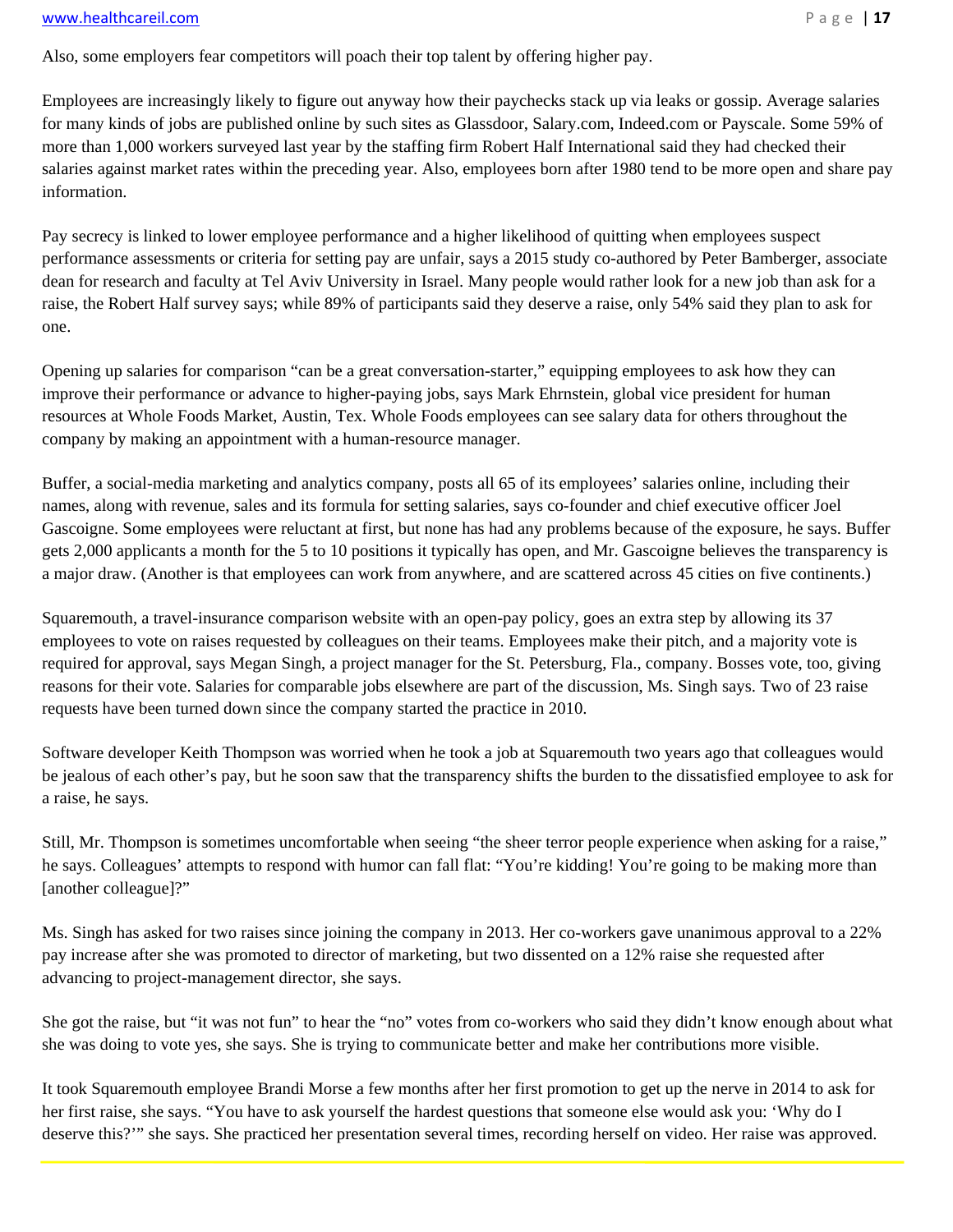Also, some employers fear competitors will poach their top talent by offering higher pay.

Employees are increasingly likely to figure out anyway how their paychecks stack up via leaks or gossip. Average salaries for many kinds of jobs are published online by such sites as Glassdoor, Salary.com, Indeed.com or Payscale. Some 59% of more than 1,000 workers surveyed last year by the staffing firm Robert Half International said they had checked their salaries against market rates within the preceding year. Also, employees born after 1980 tend to be more open and share pay information.

Pay secrecy is linked to lower employee performance and a higher likelihood of quitting when employees suspect performance assessments or criteria for setting pay are unfair, says a 2015 study co-authored by Peter Bamberger, associate dean for research and faculty at Tel Aviv University in Israel. Many people would rather look for a new job than ask for a raise, the Robert Half survey says; while 89% of participants said they deserve a raise, only 54% said they plan to ask for one.

Opening up salaries for comparison "can be a great conversation-starter," equipping employees to ask how they can improve their performance or advance to higher-paying jobs, says Mark Ehrnstein, global vice president for human resources at Whole Foods Market, Austin, Tex. Whole Foods employees can see salary data for others throughout the company by making an appointment with a human-resource manager.

Buffer, a social-media marketing and analytics company, posts all 65 of its employees' salaries online, including their names, along with revenue, sales and its formula for setting salaries, says co-founder and chief executive officer Joel Gascoigne. Some employees were reluctant at first, but none has had any problems because of the exposure, he says. Buffer gets 2,000 applicants a month for the 5 to 10 positions it typically has open, and Mr. Gascoigne believes the transparency is a major draw. (Another is that employees can work from anywhere, and are scattered across 45 cities on five continents.)

Squaremouth, a travel-insurance comparison website with an open-pay policy, goes an extra step by allowing its 37 employees to vote on raises requested by colleagues on their teams. Employees make their pitch, and a majority vote is required for approval, says Megan Singh, a project manager for the St. Petersburg, Fla., company. Bosses vote, too, giving reasons for their vote. Salaries for comparable jobs elsewhere are part of the discussion, Ms. Singh says. Two of 23 raise requests have been turned down since the company started the practice in 2010.

Software developer Keith Thompson was worried when he took a job at Squaremouth two years ago that colleagues would be jealous of each other's pay, but he soon saw that the transparency shifts the burden to the dissatisfied employee to ask for a raise, he says.

Still, Mr. Thompson is sometimes uncomfortable when seeing "the sheer terror people experience when asking for a raise," he says. Colleagues' attempts to respond with humor can fall flat: "You're kidding! You're going to be making more than [another colleague]?"

Ms. Singh has asked for two raises since joining the company in 2013. Her co-workers gave unanimous approval to a 22% pay increase after she was promoted to director of marketing, but two dissented on a 12% raise she requested after advancing to project-management director, she says.

She got the raise, but "it was not fun" to hear the "no" votes from co-workers who said they didn't know enough about what she was doing to vote yes, she says. She is trying to communicate better and make her contributions more visible.

It took Squaremouth employee Brandi Morse a few months after her first promotion to get up the nerve in 2014 to ask for her first raise, she says. "You have to ask yourself the hardest questions that someone else would ask you: 'Why do I deserve this?'" she says. She practiced her presentation several times, recording herself on video. Her raise was approved.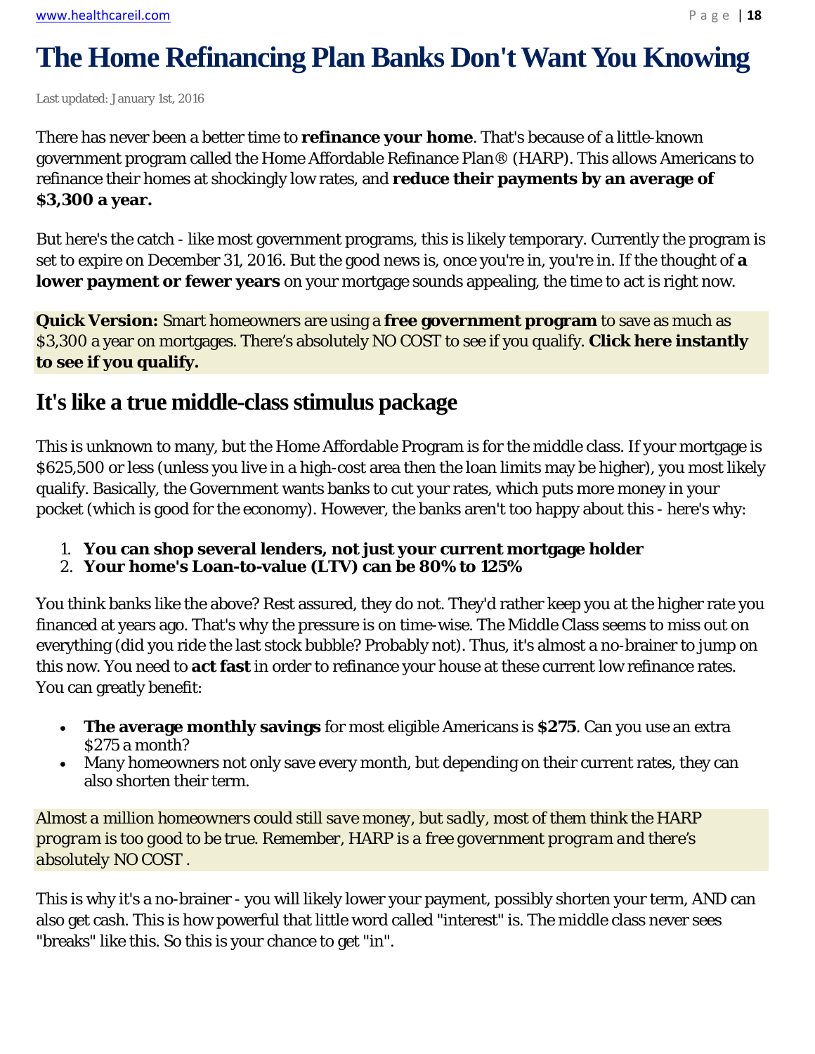# The Home Refinancing Plan Banks Don't Want You Knowing

Last updated: January 1st, 2016

There has never been a better time to **refinance your home**. That's because of a little-known government program called the Home Affordable Refinance Plan® (HARP). This allows Americans to refinance their homes at shockingly low rates, and **reduce their payments by an average of $3,300 a year.**

But here's the catch - like most government programs, this is likely temporary. Currently the program is set to expire on December 31, 2016. But the good news is, once you're in, you're in. If the thought of **a lower payment or fewer years** on your mortgage sounds appealing, the time to act is right now.

**Quick Version:** Smart homeowners are using a **free government program** to save as much as $3,300 a year on mortgages. There's absolutely NO COST to see if you qualify. **Click here instantly to see if you qualify.**

## It's like a true middle-class stimulus package

This is unknown to many, but the Home Affordable Program is for the middle class. If your mortgage is $625,500 or less (unless you live in a high-cost area then the loan limits may be higher), you most likely qualify. Basically, the Government wants banks to cut your rates, which puts more money in your pocket (which is good for the economy). However, the banks aren't too happy about this - here's why:

1. **You can shop several lenders, not just your current mortgage holder**
2. **Your home's Loan-to-value (LTV) can be 80% to 125%**

You think banks like the above? Rest assured, they do not. They'd rather keep you at the higher rate you financed at years ago. That's why the pressure is on time-wise. The Middle Class seems to miss out on everything (did you ride the last stock bubble? Probably not). Thus, it's almost a no-brainer to jump on this now. You need to **act fast** in order to refinance your house at these current low refinance rates. You can greatly benefit:

- **The average monthly savings** for most eligible Americans is **$275**. Can you use an extra $275 a month?
- Many homeowners not only save every month, but depending on their current rates, they can also shorten their term.

*Almost a million homeowners could still save money, but sadly, most of them think the HARP program is too good to be true. Remember, HARP is a free government program and there's absolutely NO COST .*

This is why it's a no-brainer - you will likely lower your payment, possibly shorten your term, AND can also get cash. This is how powerful that little word called "interest" is. The middle class never sees "breaks" like this. So this is your chance to get "in".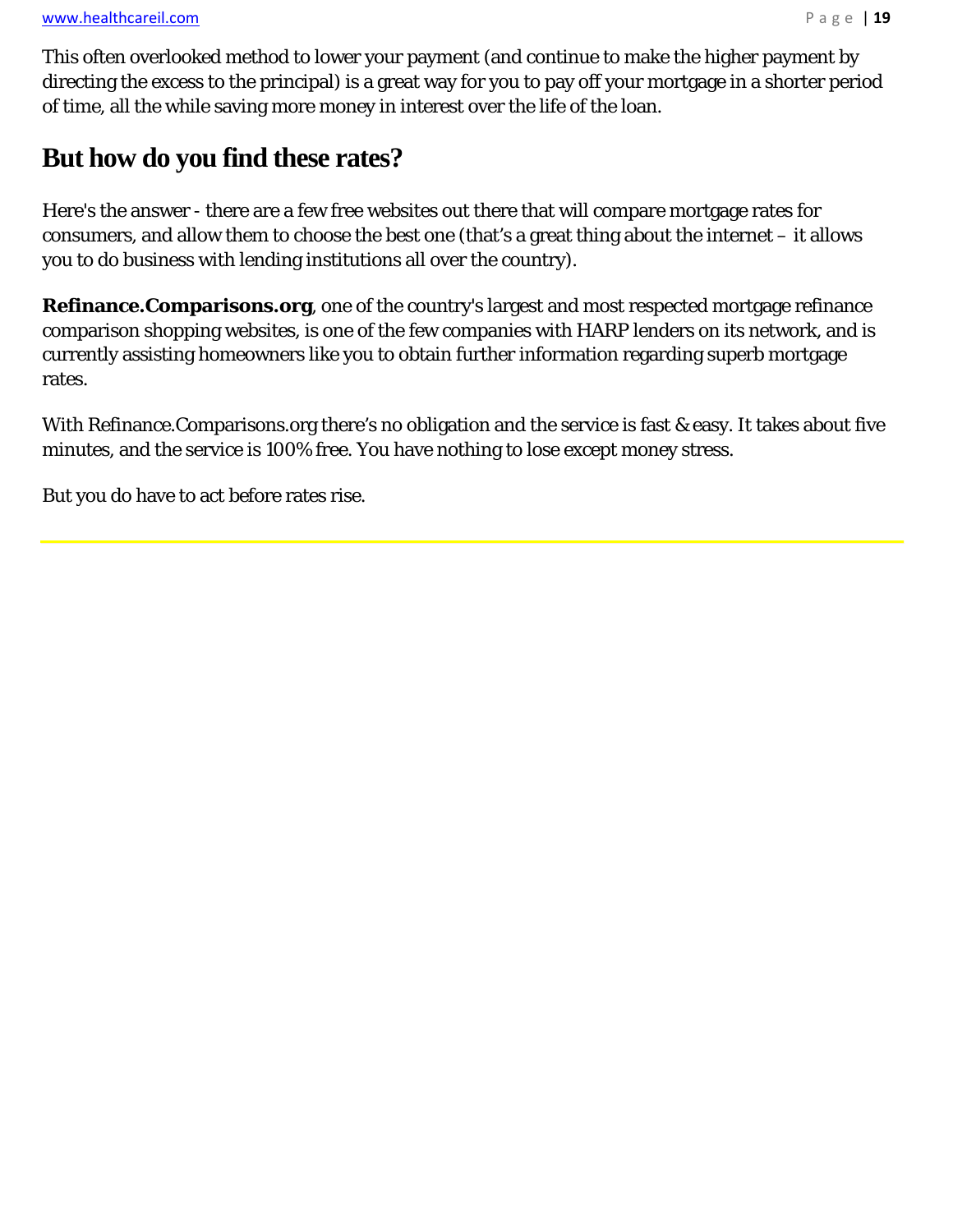This often overlooked method to lower your payment (and continue to make the higher payment by directing the excess to the principal) is a great way for you to pay off your mortgage in a shorter period of time, all the while saving more money in interest over the life of the loan.

## But how do you find these rates?

Here's the answer - there are a few free websites out there that will compare mortgage rates for consumers, and allow them to choose the best one (that's a great thing about the internet – it allows you to do business with lending institutions all over the country).

**Refinance.Comparisons.org**, one of the country's largest and most respected mortgage refinance comparison shopping websites, is one of the few companies with HARP lenders on its network, and is currently assisting homeowners like you to obtain further information regarding superb mortgage rates.

With Refinance.Comparisons.org there's no obligation and the service is fast & easy. It takes about five minutes, and the service is 100% free. You have nothing to lose except money stress.

But you do have to act before rates rise.

---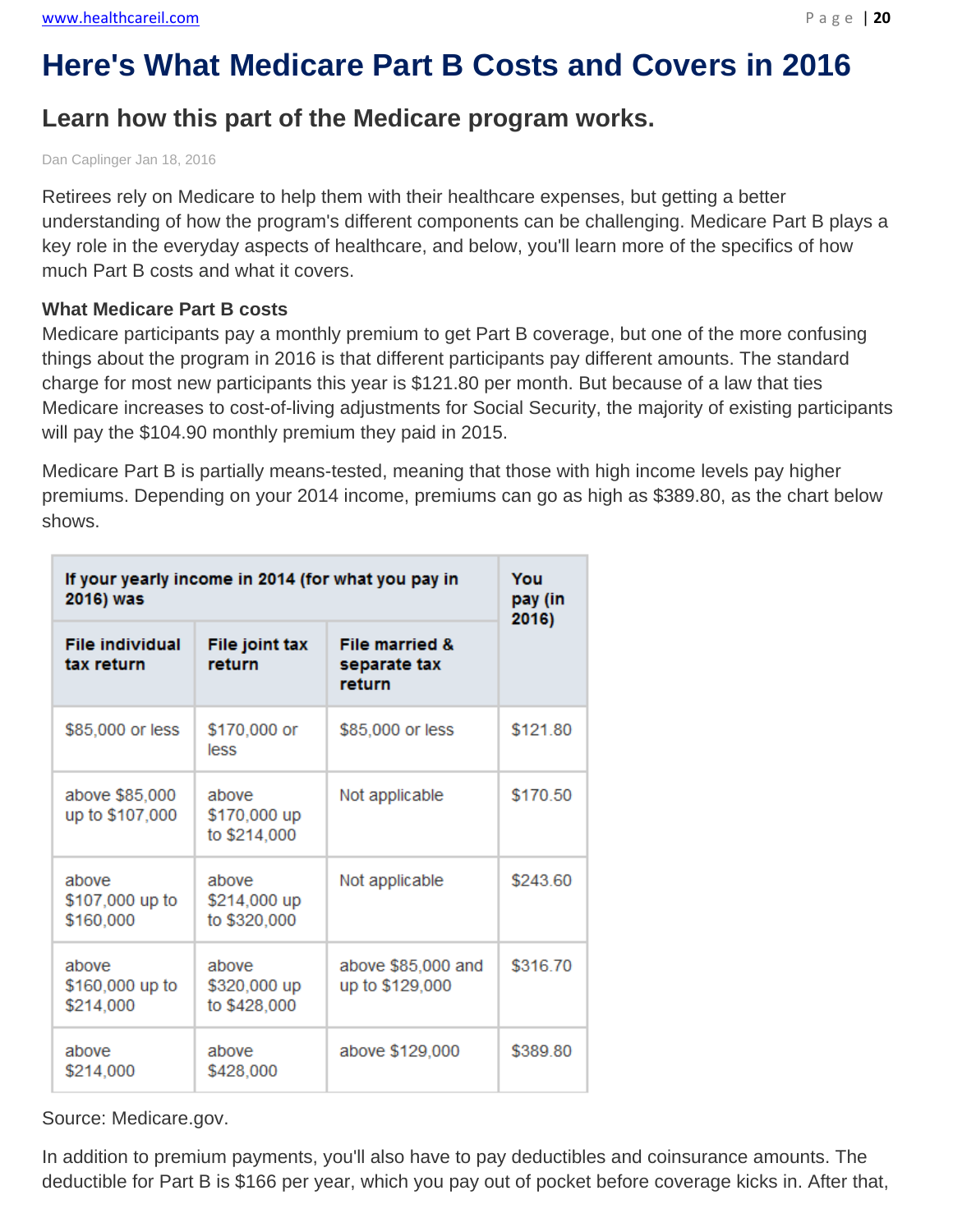# Here's What Medicare Part B Costs and Covers in 2016

## Learn how this part of the Medicare program works.

Dan Caplinger Jan 18, 2016

Retirees rely on Medicare to help them with their healthcare expenses, but getting a better understanding of how the program's different components can be challenging. Medicare Part B plays a key role in the everyday aspects of healthcare, and below, you'll learn more of the specifics of how much Part B costs and what it covers.

**What Medicare Part B costs**

Medicare participants pay a monthly premium to get Part B coverage, but one of the more confusing things about the program in 2016 is that different participants pay different amounts. The standard charge for most new participants this year is $121.80 per month. But because of a law that ties Medicare increases to cost-of-living adjustments for Social Security, the majority of existing participants will pay the $104.90 monthly premium they paid in 2015.

Medicare Part B is partially means-tested, meaning that those with high income levels pay higher premiums. Depending on your 2014 income, premiums can go as high as $389.80, as the chart below shows.

| If your yearly income in 2014 (for what you pay in 2016) was | | | You pay (in 2016) |
|---|---|---|---|
| File individual tax return | File joint tax return | File married & separate tax return | |
| $85,000 or less | $170,000 or less | $85,000 or less | $121.80 |
| above $85,000 up to $107,000 | above $170,000 up to $214,000 | Not applicable | $170.50 |
| above $107,000 up to $160,000 | above $214,000 up to $320,000 | Not applicable | $243.60 |
| above $160,000 up to $214,000 | above $320,000 up to $428,000 | above $85,000 and up to $129,000 | $316.70 |
| above $214,000 | above $428,000 | above $129,000 | $389.80 |

Source: Medicare.gov.

In addition to premium payments, you'll also have to pay deductibles and coinsurance amounts. The deductible for Part B is $166 per year, which you pay out of pocket before coverage kicks in. After that,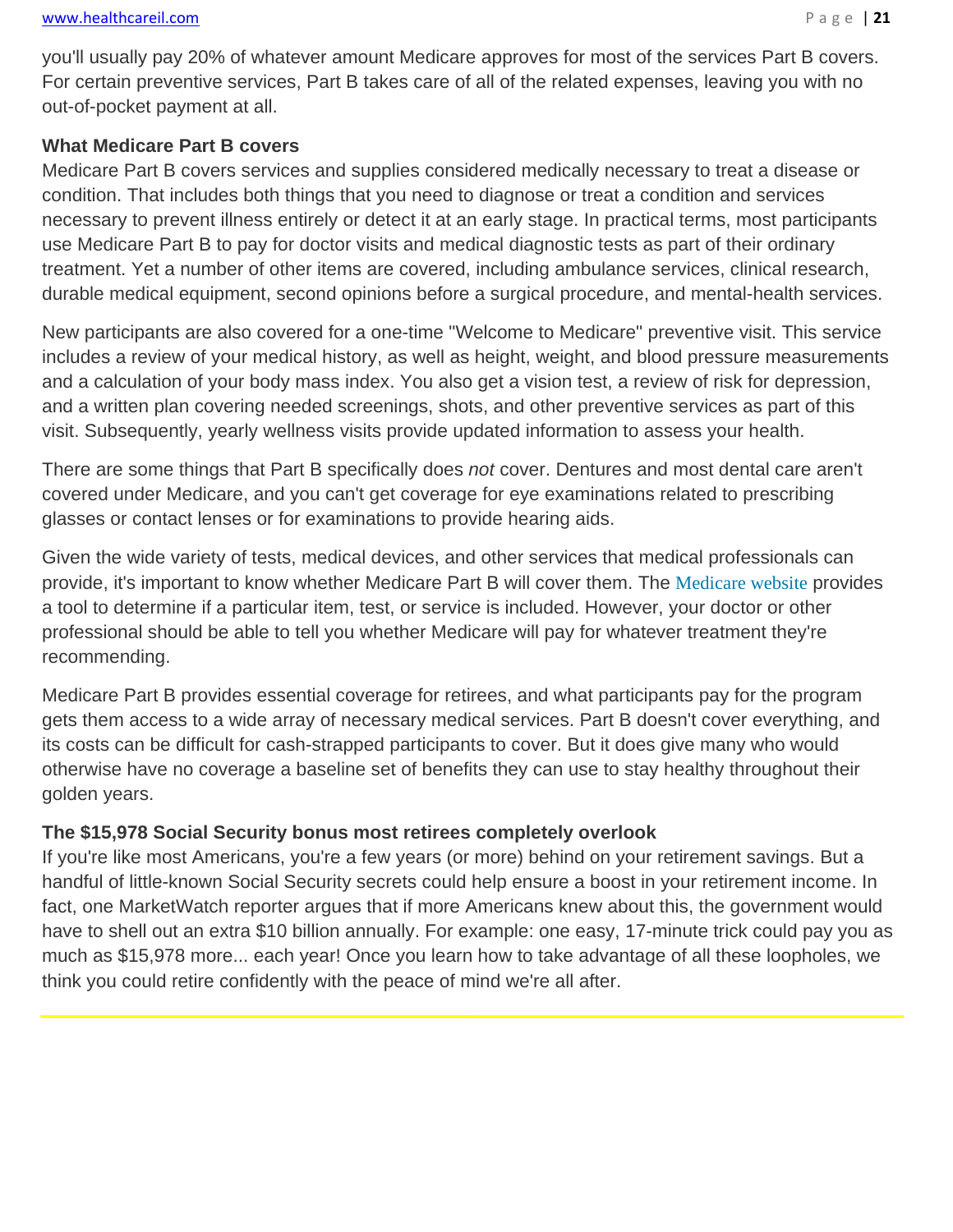you'll usually pay 20% of whatever amount Medicare approves for most of the services Part B covers. For certain preventive services, Part B takes care of all of the related expenses, leaving you with no out-of-pocket payment at all.

**What Medicare Part B covers**

Medicare Part B covers services and supplies considered medically necessary to treat a disease or condition. That includes both things that you need to diagnose or treat a condition and services necessary to prevent illness entirely or detect it at an early stage. In practical terms, most participants use Medicare Part B to pay for doctor visits and medical diagnostic tests as part of their ordinary treatment. Yet a number of other items are covered, including ambulance services, clinical research, durable medical equipment, second opinions before a surgical procedure, and mental-health services.

New participants are also covered for a one-time "Welcome to Medicare" preventive visit. This service includes a review of your medical history, as well as height, weight, and blood pressure measurements and a calculation of your body mass index. You also get a vision test, a review of risk for depression, and a written plan covering needed screenings, shots, and other preventive services as part of this visit. Subsequently, yearly wellness visits provide updated information to assess your health.

There are some things that Part B specifically does *not* cover. Dentures and most dental care aren't covered under Medicare, and you can't get coverage for eye examinations related to prescribing glasses or contact lenses or for examinations to provide hearing aids.

Given the wide variety of tests, medical devices, and other services that medical professionals can provide, it's important to know whether Medicare Part B will cover them. The Medicare website provides a tool to determine if a particular item, test, or service is included. However, your doctor or other professional should be able to tell you whether Medicare will pay for whatever treatment they're recommending.

Medicare Part B provides essential coverage for retirees, and what participants pay for the program gets them access to a wide array of necessary medical services. Part B doesn't cover everything, and its costs can be difficult for cash-strapped participants to cover. But it does give many who would otherwise have no coverage a baseline set of benefits they can use to stay healthy throughout their golden years.

**The $15,978 Social Security bonus most retirees completely overlook**

If you're like most Americans, you're a few years (or more) behind on your retirement savings. But a handful of little-known Social Security secrets could help ensure a boost in your retirement income. In fact, one MarketWatch reporter argues that if more Americans knew about this, the government would have to shell out an extra $10 billion annually. For example: one easy, 17-minute trick could pay you as much as $15,978 more... each year! Once you learn how to take advantage of all these loopholes, we think you could retire confidently with the peace of mind we're all after.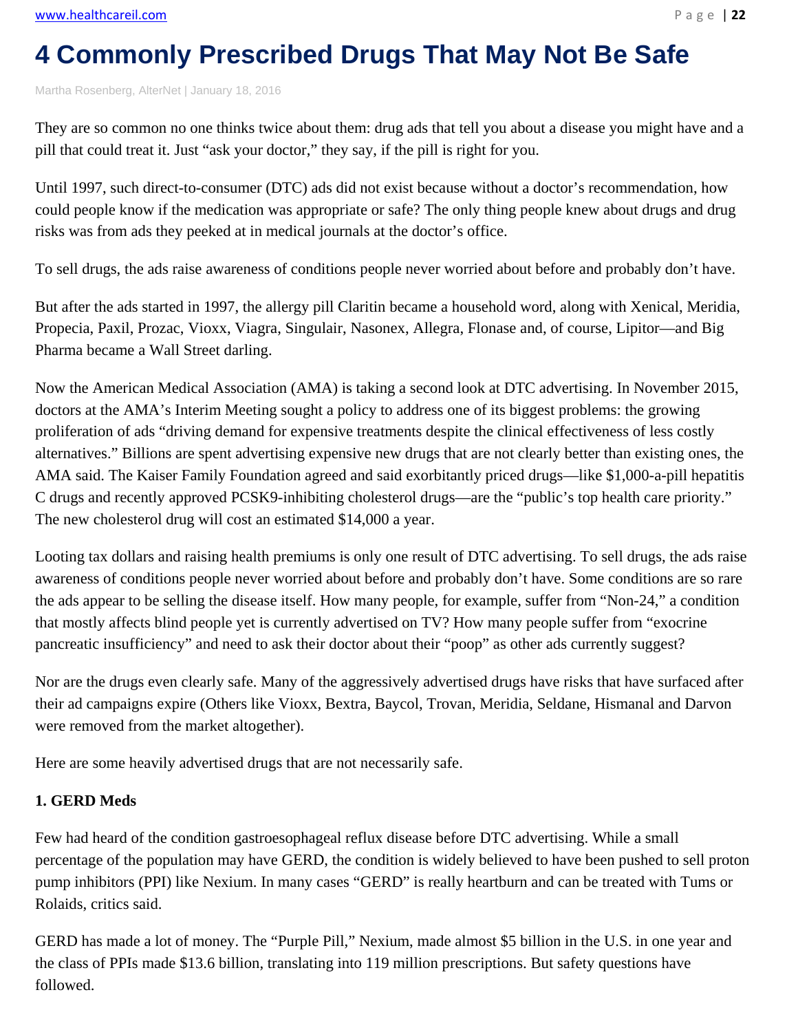# 4 Commonly Prescribed Drugs That May Not Be Safe

Martha Rosenberg, AlterNet | January 18, 2016

They are so common no one thinks twice about them: drug ads that tell you about a disease you might have and a pill that could treat it. Just "ask your doctor," they say, if the pill is right for you.

Until 1997, such direct-to-consumer (DTC) ads did not exist because without a doctor's recommendation, how could people know if the medication was appropriate or safe? The only thing people knew about drugs and drug risks was from ads they peeked at in medical journals at the doctor's office.

To sell drugs, the ads raise awareness of conditions people never worried about before and probably don't have.

But after the ads started in 1997, the allergy pill Claritin became a household word, along with Xenical, Meridia, Propecia, Paxil, Prozac, Vioxx, Viagra, Singulair, Nasonex, Allegra, Flonase and, of course, Lipitor—and Big Pharma became a Wall Street darling.

Now the American Medical Association (AMA) is taking a second look at DTC advertising. In November 2015, doctors at the AMA's Interim Meeting sought a policy to address one of its biggest problems: the growing proliferation of ads "driving demand for expensive treatments despite the clinical effectiveness of less costly alternatives." Billions are spent advertising expensive new drugs that are not clearly better than existing ones, the AMA said. The Kaiser Family Foundation agreed and said exorbitantly priced drugs—like $1,000-a-pill hepatitis C drugs and recently approved PCSK9-inhibiting cholesterol drugs—are the "public's top health care priority." The new cholesterol drug will cost an estimated $14,000 a year.

Looting tax dollars and raising health premiums is only one result of DTC advertising. To sell drugs, the ads raise awareness of conditions people never worried about before and probably don't have. Some conditions are so rare the ads appear to be selling the disease itself. How many people, for example, suffer from "Non-24," a condition that mostly affects blind people yet is currently advertised on TV? How many people suffer from "exocrine pancreatic insufficiency" and need to ask their doctor about their "poop" as other ads currently suggest?

Nor are the drugs even clearly safe. Many of the aggressively advertised drugs have risks that have surfaced after their ad campaigns expire (Others like Vioxx, Bextra, Baycol, Trovan, Meridia, Seldane, Hismanal and Darvon were removed from the market altogether).

Here are some heavily advertised drugs that are not necessarily safe.

**1. GERD Meds**

Few had heard of the condition gastroesophageal reflux disease before DTC advertising. While a small percentage of the population may have GERD, the condition is widely believed to have been pushed to sell proton pump inhibitors (PPI) like Nexium. In many cases "GERD" is really heartburn and can be treated with Tums or Rolaids, critics said.

GERD has made a lot of money. The "Purple Pill," Nexium, made almost $5 billion in the U.S. in one year and the class of PPIs made $13.6 billion, translating into 119 million prescriptions. But safety questions have followed.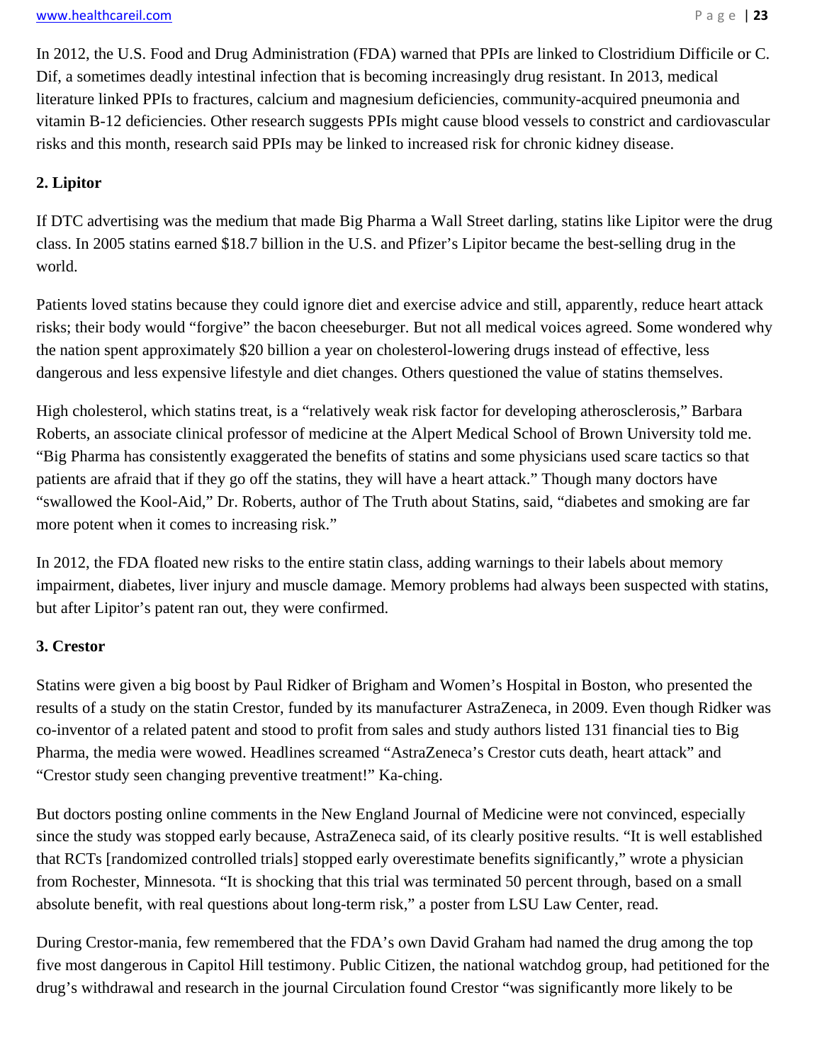In 2012, the U.S. Food and Drug Administration (FDA) warned that PPIs are linked to Clostridium Difficile or C. Dif, a sometimes deadly intestinal infection that is becoming increasingly drug resistant. In 2013, medical literature linked PPIs to fractures, calcium and magnesium deficiencies, community-acquired pneumonia and vitamin B-12 deficiencies. Other research suggests PPIs might cause blood vessels to constrict and cardiovascular risks and this month, research said PPIs may be linked to increased risk for chronic kidney disease.

**2. Lipitor**

If DTC advertising was the medium that made Big Pharma a Wall Street darling, statins like Lipitor were the drug class. In 2005 statins earned $18.7 billion in the U.S. and Pfizer's Lipitor became the best-selling drug in the world.

Patients loved statins because they could ignore diet and exercise advice and still, apparently, reduce heart attack risks; their body would "forgive" the bacon cheeseburger. But not all medical voices agreed. Some wondered why the nation spent approximately $20 billion a year on cholesterol-lowering drugs instead of effective, less dangerous and less expensive lifestyle and diet changes. Others questioned the value of statins themselves.

High cholesterol, which statins treat, is a "relatively weak risk factor for developing atherosclerosis," Barbara Roberts, an associate clinical professor of medicine at the Alpert Medical School of Brown University told me. "Big Pharma has consistently exaggerated the benefits of statins and some physicians used scare tactics so that patients are afraid that if they go off the statins, they will have a heart attack." Though many doctors have "swallowed the Kool-Aid," Dr. Roberts, author of The Truth about Statins, said, "diabetes and smoking are far more potent when it comes to increasing risk."

In 2012, the FDA floated new risks to the entire statin class, adding warnings to their labels about memory impairment, diabetes, liver injury and muscle damage. Memory problems had always been suspected with statins, but after Lipitor's patent ran out, they were confirmed.

**3. Crestor**

Statins were given a big boost by Paul Ridker of Brigham and Women's Hospital in Boston, who presented the results of a study on the statin Crestor, funded by its manufacturer AstraZeneca, in 2009. Even though Ridker was co-inventor of a related patent and stood to profit from sales and study authors listed 131 financial ties to Big Pharma, the media were wowed. Headlines screamed "AstraZeneca's Crestor cuts death, heart attack" and "Crestor study seen changing preventive treatment!" Ka-ching.

But doctors posting online comments in the New England Journal of Medicine were not convinced, especially since the study was stopped early because, AstraZeneca said, of its clearly positive results. "It is well established that RCTs [randomized controlled trials] stopped early overestimate benefits significantly," wrote a physician from Rochester, Minnesota. "It is shocking that this trial was terminated 50 percent through, based on a small absolute benefit, with real questions about long-term risk," a poster from LSU Law Center, read.

During Crestor-mania, few remembered that the FDA's own David Graham had named the drug among the top five most dangerous in Capitol Hill testimony. Public Citizen, the national watchdog group, had petitioned for the drug's withdrawal and research in the journal Circulation found Crestor "was significantly more likely to be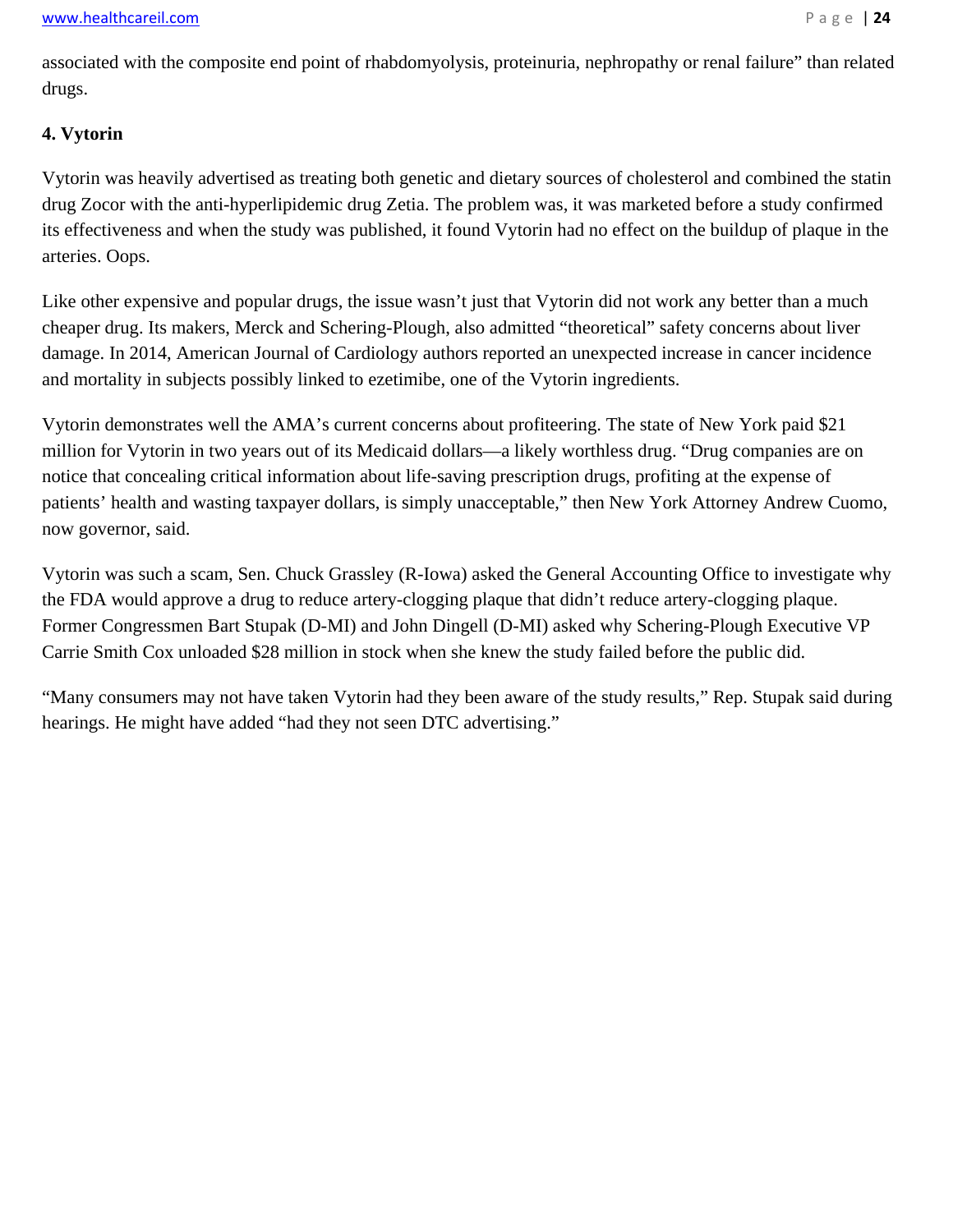associated with the composite end point of rhabdomyolysis, proteinuria, nephropathy or renal failure" than related drugs.

**4. Vytorin**

Vytorin was heavily advertised as treating both genetic and dietary sources of cholesterol and combined the statin drug Zocor with the anti-hyperlipidemic drug Zetia. The problem was, it was marketed before a study confirmed its effectiveness and when the study was published, it found Vytorin had no effect on the buildup of plaque in the arteries. Oops.

Like other expensive and popular drugs, the issue wasn't just that Vytorin did not work any better than a much cheaper drug. Its makers, Merck and Schering-Plough, also admitted "theoretical" safety concerns about liver damage. In 2014, American Journal of Cardiology authors reported an unexpected increase in cancer incidence and mortality in subjects possibly linked to ezetimibe, one of the Vytorin ingredients.

Vytorin demonstrates well the AMA's current concerns about profiteering. The state of New York paid $21 million for Vytorin in two years out of its Medicaid dollars—a likely worthless drug. "Drug companies are on notice that concealing critical information about life-saving prescription drugs, profiting at the expense of patients' health and wasting taxpayer dollars, is simply unacceptable," then New York Attorney Andrew Cuomo, now governor, said.

Vytorin was such a scam, Sen. Chuck Grassley (R-Iowa) asked the General Accounting Office to investigate why the FDA would approve a drug to reduce artery-clogging plaque that didn't reduce artery-clogging plaque. Former Congressmen Bart Stupak (D-MI) and John Dingell (D-MI) asked why Schering-Plough Executive VP Carrie Smith Cox unloaded $28 million in stock when she knew the study failed before the public did.

"Many consumers may not have taken Vytorin had they been aware of the study results," Rep. Stupak said during hearings. He might have added "had they not seen DTC advertising."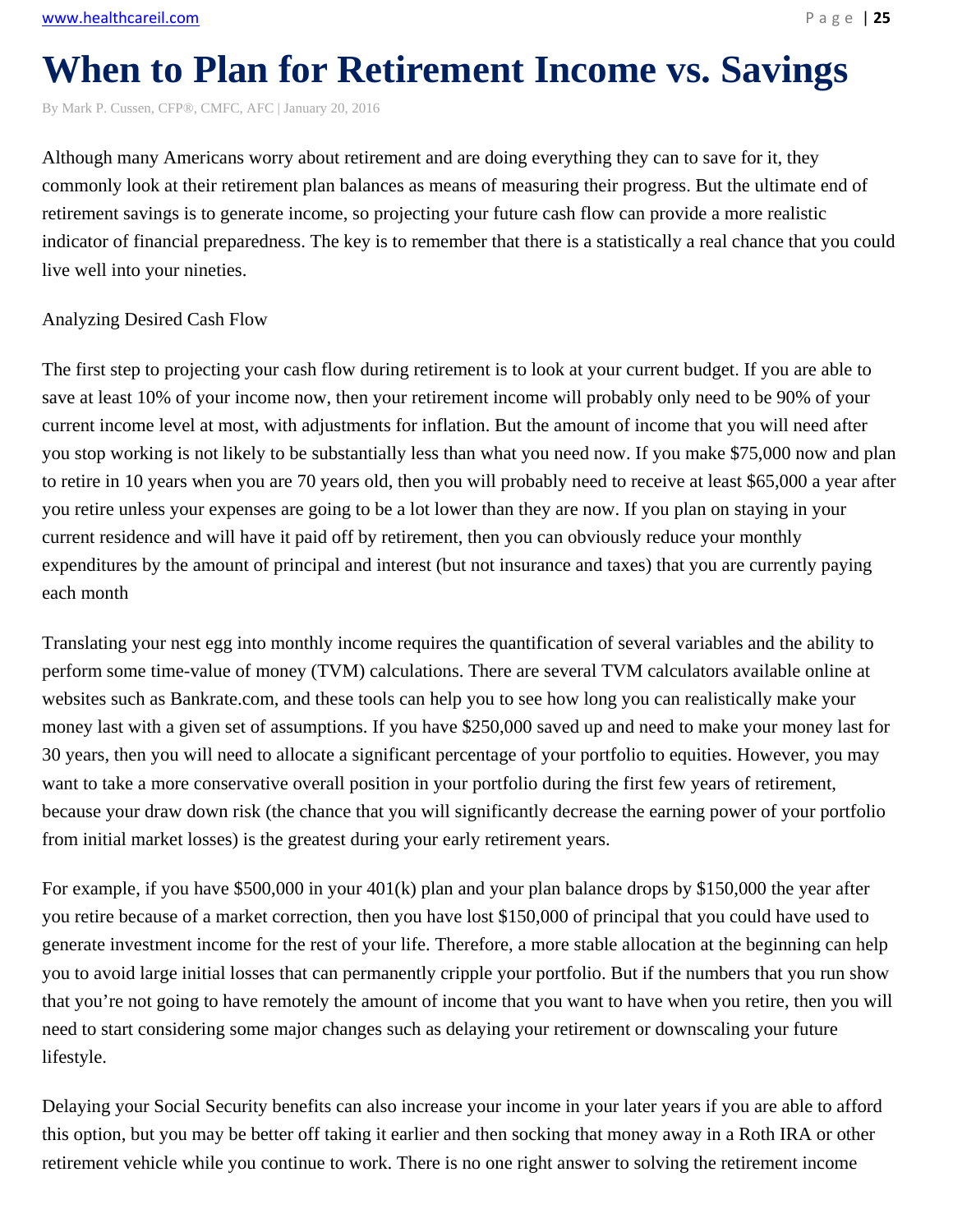# When to Plan for Retirement Income vs. Savings

By Mark P. Cussen, CFP®, CMFC, AFC | January 20, 2016

Although many Americans worry about retirement and are doing everything they can to save for it, they commonly look at their retirement plan balances as means of measuring their progress. But the ultimate end of retirement savings is to generate income, so projecting your future cash flow can provide a more realistic indicator of financial preparedness. The key is to remember that there is a statistically a real chance that you could live well into your nineties.

Analyzing Desired Cash Flow

The first step to projecting your cash flow during retirement is to look at your current budget. If you are able to save at least 10% of your income now, then your retirement income will probably only need to be 90% of your current income level at most, with adjustments for inflation. But the amount of income that you will need after you stop working is not likely to be substantially less than what you need now. If you make $75,000 now and plan to retire in 10 years when you are 70 years old, then you will probably need to receive at least $65,000 a year after you retire unless your expenses are going to be a lot lower than they are now. If you plan on staying in your current residence and will have it paid off by retirement, then you can obviously reduce your monthly expenditures by the amount of principal and interest (but not insurance and taxes) that you are currently paying each month

Translating your nest egg into monthly income requires the quantification of several variables and the ability to perform some time-value of money (TVM) calculations. There are several TVM calculators available online at websites such as Bankrate.com, and these tools can help you to see how long you can realistically make your money last with a given set of assumptions. If you have $250,000 saved up and need to make your money last for 30 years, then you will need to allocate a significant percentage of your portfolio to equities. However, you may want to take a more conservative overall position in your portfolio during the first few years of retirement, because your draw down risk (the chance that you will significantly decrease the earning power of your portfolio from initial market losses) is the greatest during your early retirement years.

For example, if you have $500,000 in your 401(k) plan and your plan balance drops by $150,000 the year after you retire because of a market correction, then you have lost $150,000 of principal that you could have used to generate investment income for the rest of your life. Therefore, a more stable allocation at the beginning can help you to avoid large initial losses that can permanently cripple your portfolio. But if the numbers that you run show that you're not going to have remotely the amount of income that you want to have when you retire, then you will need to start considering some major changes such as delaying your retirement or downscaling your future lifestyle.

Delaying your Social Security benefits can also increase your income in your later years if you are able to afford this option, but you may be better off taking it earlier and then socking that money away in a Roth IRA or other retirement vehicle while you continue to work. There is no one right answer to solving the retirement income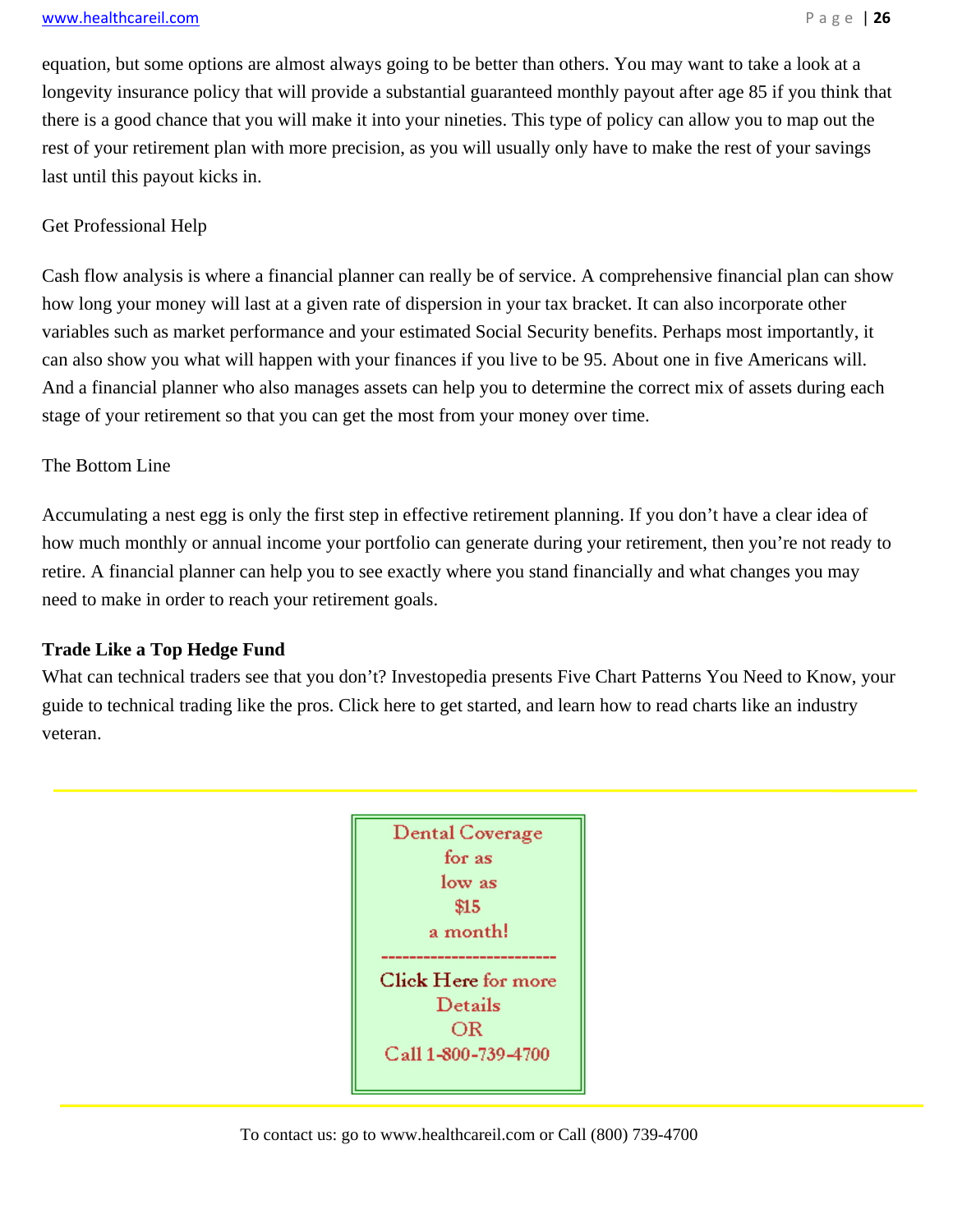equation, but some options are almost always going to be better than others. You may want to take a look at a longevity insurance policy that will provide a substantial guaranteed monthly payout after age 85 if you think that there is a good chance that you will make it into your nineties. This type of policy can allow you to map out the rest of your retirement plan with more precision, as you will usually only have to make the rest of your savings last until this payout kicks in.

## Get Professional Help

Cash flow analysis is where a financial planner can really be of service. A comprehensive financial plan can show how long your money will last at a given rate of dispersion in your tax bracket. It can also incorporate other variables such as market performance and your estimated Social Security benefits. Perhaps most importantly, it can also show you what will happen with your finances if you live to be 95. About one in five Americans will. And a financial planner who also manages assets can help you to determine the correct mix of assets during each stage of your retirement so that you can get the most from your money over time.

## The Bottom Line

Accumulating a nest egg is only the first step in effective retirement planning. If you don't have a clear idea of how much monthly or annual income your portfolio can generate during your retirement, then you're not ready to retire. A financial planner can help you to see exactly where you stand financially and what changes you may need to make in order to reach your retirement goals.

**Trade Like a Top Hedge Fund**

What can technical traders see that you don't? Investopedia presents Five Chart Patterns You Need to Know, your guide to technical trading like the pros. Click here to get started, and learn how to read charts like an industry veteran.

Dental Coverage for as low as $15 a month!

Click Here for more Details OR Call 1-800-739-4700